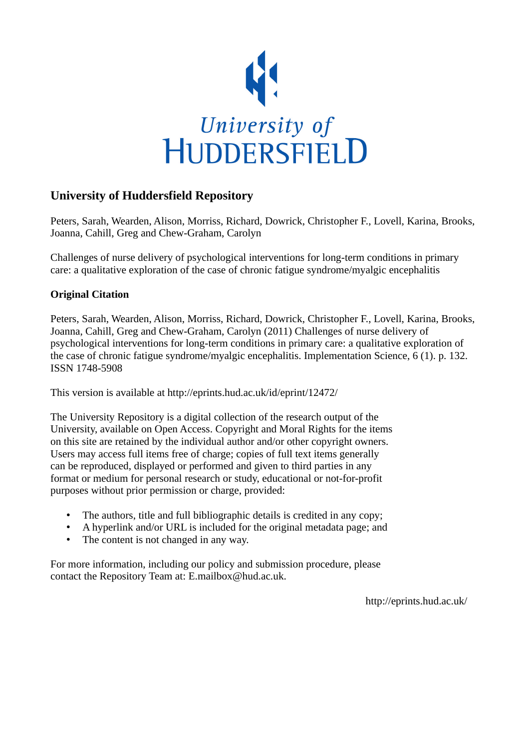University of Huddersfield

## University of Huddersfield Repository

Peters, Sarah, Wearden, Alison, Morriss, Richard, Dowrick, Christopher F., Lovell, Karina, Brooks, Joanna, Cahill, Greg and Chew-Graham, Carolyn

Challenges of nurse delivery of psychological interventions for long-term conditions in primary care: a qualitative exploration of the case of chronic fatigue syndrome/myalgic encephalitis

### Original Citation

Peters, Sarah, Wearden, Alison, Morriss, Richard, Dowrick, Christopher F., Lovell, Karina, Brooks, Joanna, Cahill, Greg and Chew-Graham, Carolyn (2011) Challenges of nurse delivery of psychological interventions for long-term conditions in primary care: a qualitative exploration of the case of chronic fatigue syndrome/myalgic encephalitis. Implementation Science, 6 (1). p. 132. ISSN 1748-5908

This version is available at http://eprints.hud.ac.uk/id/eprint/12472/

The University Repository is a digital collection of the research output of the University, available on Open Access. Copyright and Moral Rights for the items on this site are retained by the individual author and/or other copyright owners. Users may access full items free of charge; copies of full text items generally can be reproduced, displayed or performed and given to third parties in any format or medium for personal research or study, educational or not-for-profit purposes without prior permission or charge, provided:

- The authors, title and full bibliographic details is credited in any copy;
- A hyperlink and/or URL is included for the original metadata page; and
- The content is not changed in any way.

For more information, including our policy and submission procedure, please contact the Repository Team at: E.mailbox@hud.ac.uk.

http://eprints.hud.ac.uk/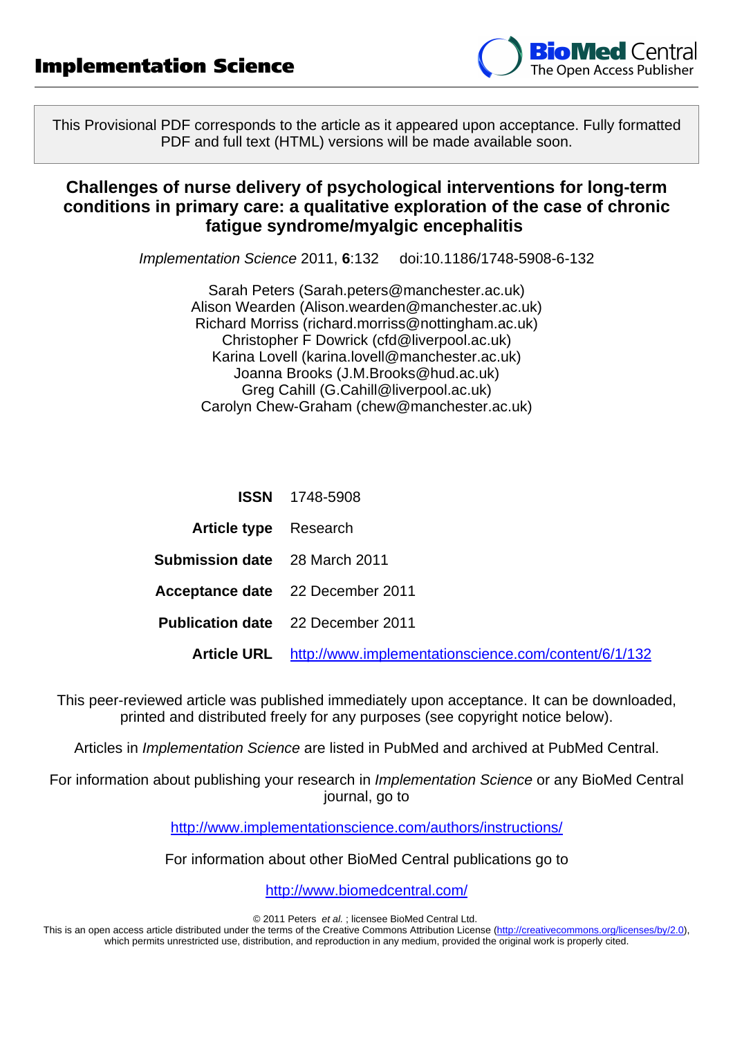# Implementation Science

This Provisional PDF corresponds to the article as it appeared upon acceptance. Fully formatted PDF and full text (HTML) versions will be made available soon.

## Challenges of nurse delivery of psychological interventions for long-term conditions in primary care: a qualitative exploration of the case of chronic fatigue syndrome/myalgic encephalitis

*Implementation Science* 2011, **6**:132 doi:10.1186/1748-5908-6-132

Sarah Peters (Sarah.peters@manchester.ac.uk)
Alison Wearden (Alison.wearden@manchester.ac.uk)
Richard Morriss (richard.morriss@nottingham.ac.uk)
Christopher F Dowrick (cfd@liverpool.ac.uk)
Karina Lovell (karina.lovell@manchester.ac.uk)
Joanna Brooks (J.M.Brooks@hud.ac.uk)
Greg Cahill (G.Cahill@liverpool.ac.uk)
Carolyn Chew-Graham (chew@manchester.ac.uk)

| | |
|---|---|
| **ISSN** | 1748-5908 |
| **Article type** | Research |
| **Submission date** | 28 March 2011 |
| **Acceptance date** | 22 December 2011 |
| **Publication date** | 22 December 2011 |
| **Article URL** | http://www.implementationscience.com/content/6/1/132 |

This peer-reviewed article was published immediately upon acceptance. It can be downloaded, printed and distributed freely for any purposes (see copyright notice below).

Articles in *Implementation Science* are listed in PubMed and archived at PubMed Central.

For information about publishing your research in *Implementation Science* or any BioMed Central journal, go to

http://www.implementationscience.com/authors/instructions/

For information about other BioMed Central publications go to

http://www.biomedcentral.com/

© 2011 Peters *et al.* ; licensee BioMed Central Ltd.
This is an open access article distributed under the terms of the Creative Commons Attribution License (http://creativecommons.org/licenses/by/2.0), which permits unrestricted use, distribution, and reproduction in any medium, provided the original work is properly cited.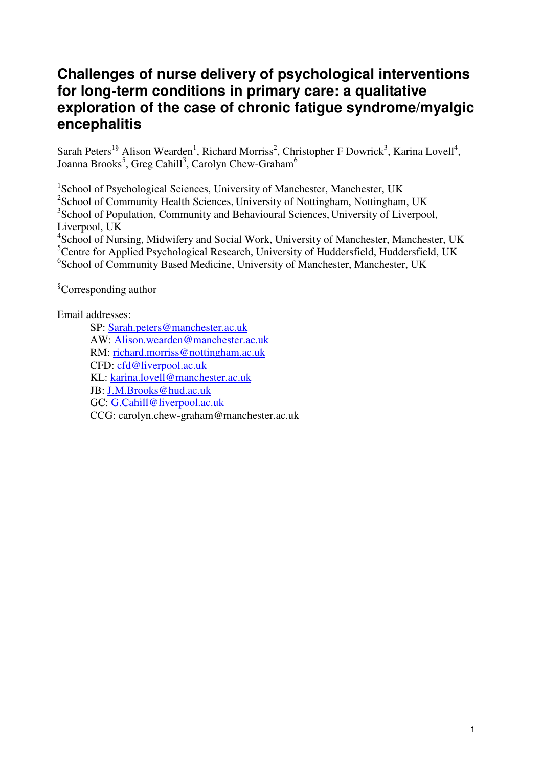# Challenges of nurse delivery of psychological interventions for long-term conditions in primary care: a qualitative exploration of the case of chronic fatigue syndrome/myalgic encephalitis

Sarah Peters[1§] Alison Wearden[1], Richard Morriss[2], Christopher F Dowrick[3], Karina Lovell[4], Joanna Brooks[5], Greg Cahill[3], Carolyn Chew-Graham[6]

[1]School of Psychological Sciences, University of Manchester, Manchester, UK
[2]School of Community Health Sciences, University of Nottingham, Nottingham, UK
[3]School of Population, Community and Behavioural Sciences, University of Liverpool, Liverpool, UK
[4]School of Nursing, Midwifery and Social Work, University of Manchester, Manchester, UK
[5]Centre for Applied Psychological Research, University of Huddersfield, Huddersfield, UK
[6]School of Community Based Medicine, University of Manchester, Manchester, UK

[§]Corresponding author

Email addresses:

SP: Sarah.peters@manchester.ac.uk
AW: Alison.wearden@manchester.ac.uk
RM: richard.morriss@nottingham.ac.uk
CFD: cfd@liverpool.ac.uk
KL: karina.lovell@manchester.ac.uk
JB: J.M.Brooks@hud.ac.uk
GC: G.Cahill@liverpool.ac.uk
CCG: carolyn.chew-graham@manchester.ac.uk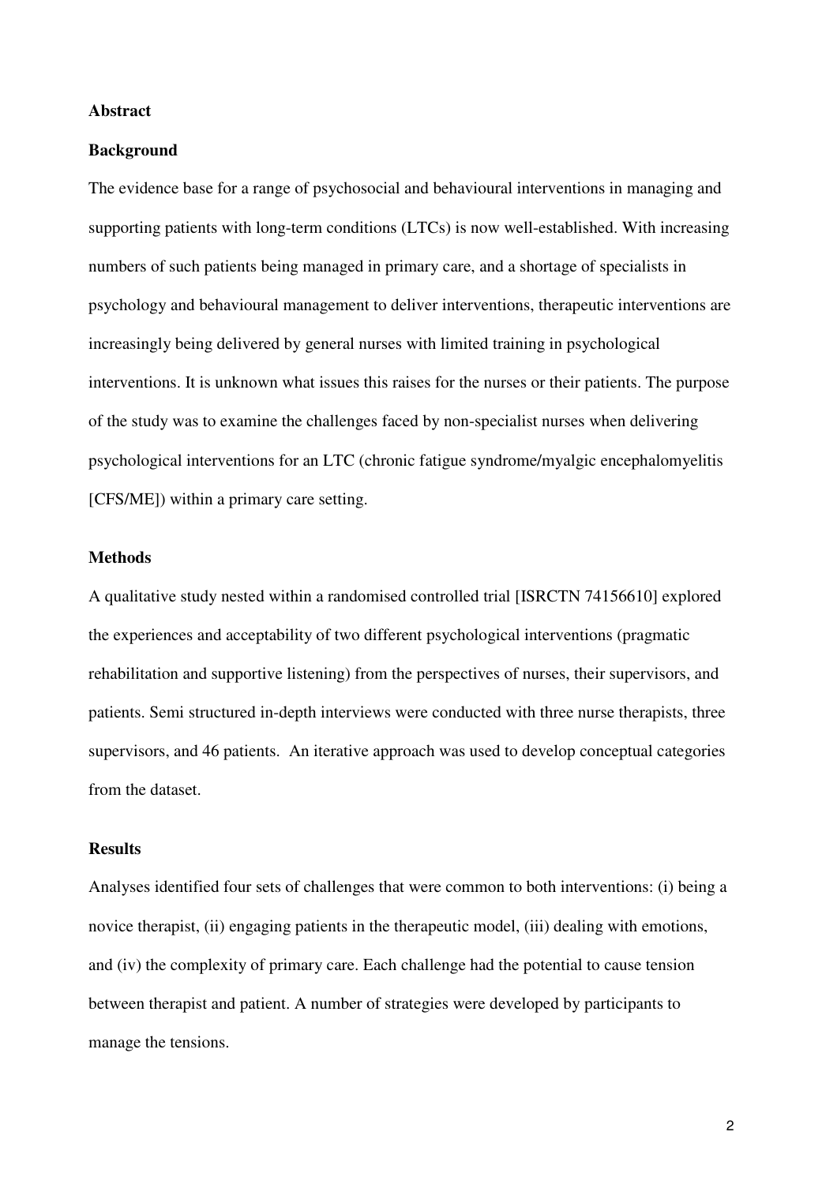## Abstract

### Background

The evidence base for a range of psychosocial and behavioural interventions in managing and supporting patients with long-term conditions (LTCs) is now well-established. With increasing numbers of such patients being managed in primary care, and a shortage of specialists in psychology and behavioural management to deliver interventions, therapeutic interventions are increasingly being delivered by general nurses with limited training in psychological interventions. It is unknown what issues this raises for the nurses or their patients. The purpose of the study was to examine the challenges faced by non-specialist nurses when delivering psychological interventions for an LTC (chronic fatigue syndrome/myalgic encephalomyelitis [CFS/ME]) within a primary care setting.

### Methods

A qualitative study nested within a randomised controlled trial [ISRCTN 74156610] explored the experiences and acceptability of two different psychological interventions (pragmatic rehabilitation and supportive listening) from the perspectives of nurses, their supervisors, and patients. Semi structured in-depth interviews were conducted with three nurse therapists, three supervisors, and 46 patients. An iterative approach was used to develop conceptual categories from the dataset.

### Results

Analyses identified four sets of challenges that were common to both interventions: (i) being a novice therapist, (ii) engaging patients in the therapeutic model, (iii) dealing with emotions, and (iv) the complexity of primary care. Each challenge had the potential to cause tension between therapist and patient. A number of strategies were developed by participants to manage the tensions.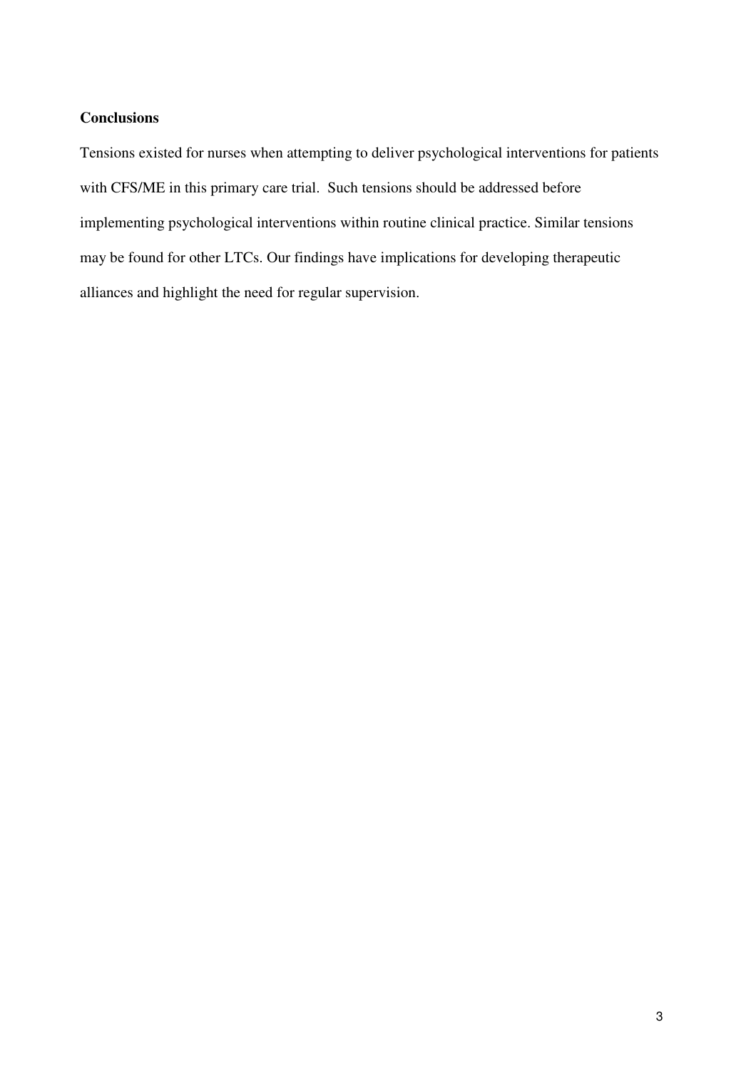**Conclusions**

Tensions existed for nurses when attempting to deliver psychological interventions for patients with CFS/ME in this primary care trial. Such tensions should be addressed before implementing psychological interventions within routine clinical practice. Similar tensions may be found for other LTCs. Our findings have implications for developing therapeutic alliances and highlight the need for regular supervision.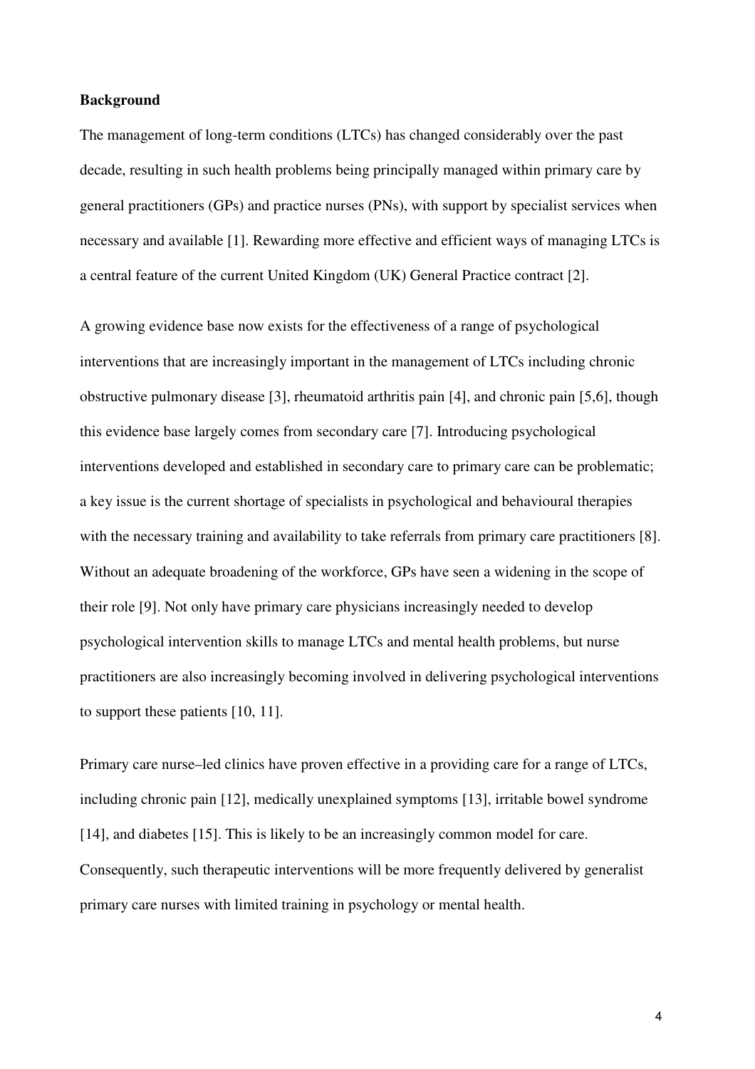**Background**

The management of long-term conditions (LTCs) has changed considerably over the past decade, resulting in such health problems being principally managed within primary care by general practitioners (GPs) and practice nurses (PNs), with support by specialist services when necessary and available [1]. Rewarding more effective and efficient ways of managing LTCs is a central feature of the current United Kingdom (UK) General Practice contract [2].

A growing evidence base now exists for the effectiveness of a range of psychological interventions that are increasingly important in the management of LTCs including chronic obstructive pulmonary disease [3], rheumatoid arthritis pain [4], and chronic pain [5,6], though this evidence base largely comes from secondary care [7]. Introducing psychological interventions developed and established in secondary care to primary care can be problematic; a key issue is the current shortage of specialists in psychological and behavioural therapies with the necessary training and availability to take referrals from primary care practitioners [8]. Without an adequate broadening of the workforce, GPs have seen a widening in the scope of their role [9]. Not only have primary care physicians increasingly needed to develop psychological intervention skills to manage LTCs and mental health problems, but nurse practitioners are also increasingly becoming involved in delivering psychological interventions to support these patients [10, 11].

Primary care nurse–led clinics have proven effective in a providing care for a range of LTCs, including chronic pain [12], medically unexplained symptoms [13], irritable bowel syndrome [14], and diabetes [15]. This is likely to be an increasingly common model for care. Consequently, such therapeutic interventions will be more frequently delivered by generalist primary care nurses with limited training in psychology or mental health.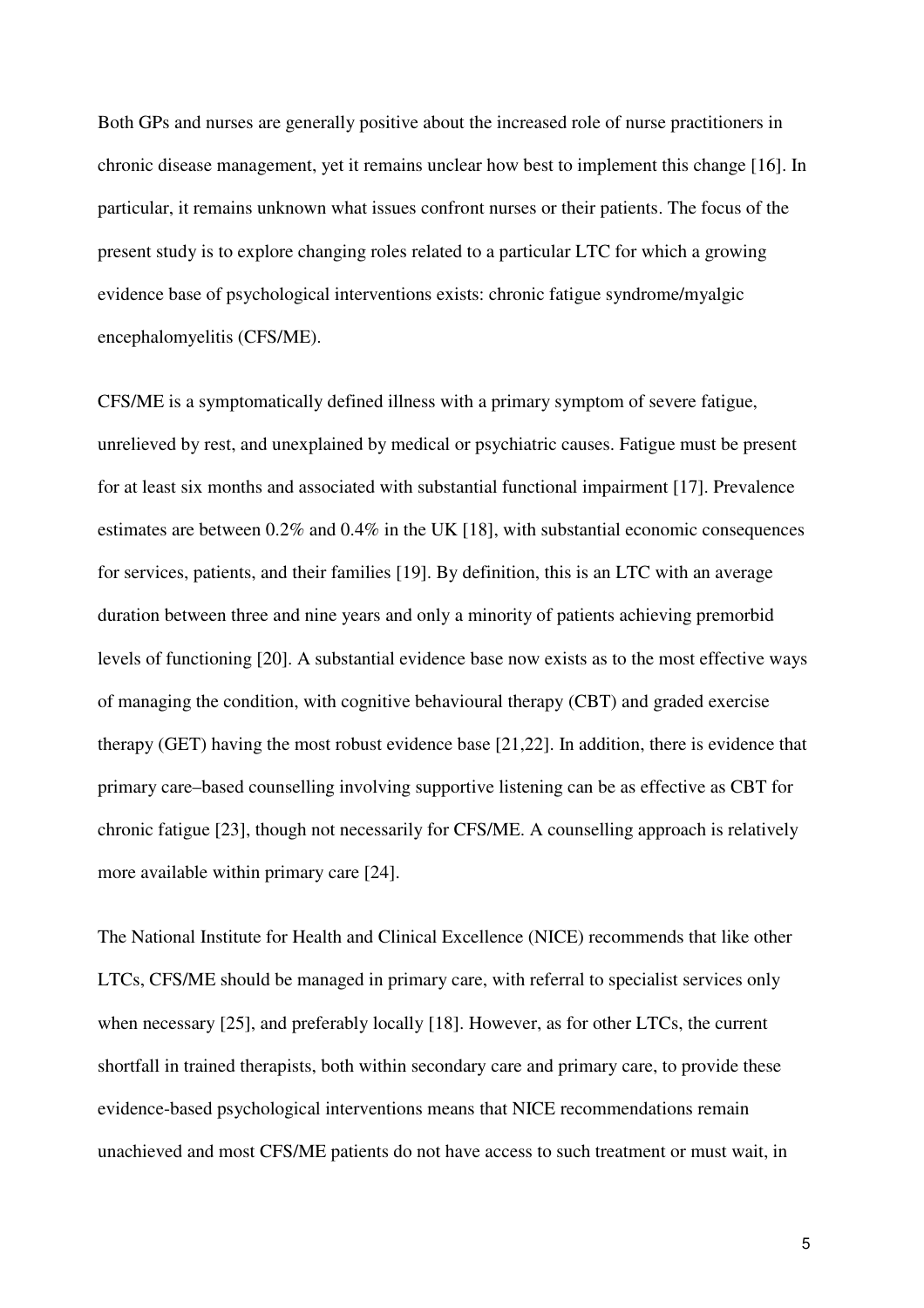Both GPs and nurses are generally positive about the increased role of nurse practitioners in chronic disease management, yet it remains unclear how best to implement this change [16]. In particular, it remains unknown what issues confront nurses or their patients. The focus of the present study is to explore changing roles related to a particular LTC for which a growing evidence base of psychological interventions exists: chronic fatigue syndrome/myalgic encephalomyelitis (CFS/ME).

CFS/ME is a symptomatically defined illness with a primary symptom of severe fatigue, unrelieved by rest, and unexplained by medical or psychiatric causes. Fatigue must be present for at least six months and associated with substantial functional impairment [17]. Prevalence estimates are between 0.2% and 0.4% in the UK [18], with substantial economic consequences for services, patients, and their families [19]. By definition, this is an LTC with an average duration between three and nine years and only a minority of patients achieving premorbid levels of functioning [20]. A substantial evidence base now exists as to the most effective ways of managing the condition, with cognitive behavioural therapy (CBT) and graded exercise therapy (GET) having the most robust evidence base [21,22]. In addition, there is evidence that primary care–based counselling involving supportive listening can be as effective as CBT for chronic fatigue [23], though not necessarily for CFS/ME. A counselling approach is relatively more available within primary care [24].

The National Institute for Health and Clinical Excellence (NICE) recommends that like other LTCs, CFS/ME should be managed in primary care, with referral to specialist services only when necessary [25], and preferably locally [18]. However, as for other LTCs, the current shortfall in trained therapists, both within secondary care and primary care, to provide these evidence-based psychological interventions means that NICE recommendations remain unachieved and most CFS/ME patients do not have access to such treatment or must wait, in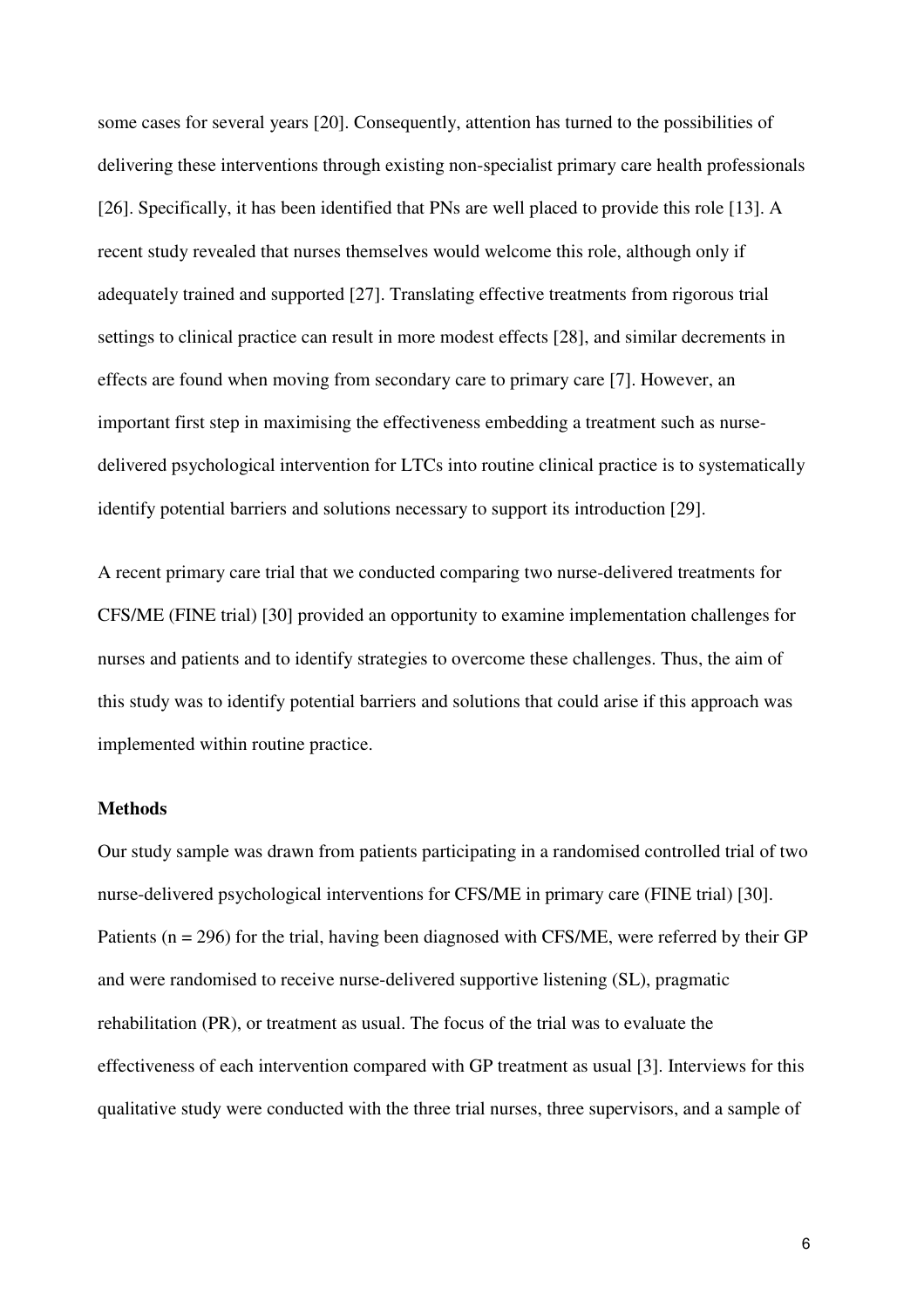some cases for several years [20]. Consequently, attention has turned to the possibilities of delivering these interventions through existing non-specialist primary care health professionals [26]. Specifically, it has been identified that PNs are well placed to provide this role [13]. A recent study revealed that nurses themselves would welcome this role, although only if adequately trained and supported [27]. Translating effective treatments from rigorous trial settings to clinical practice can result in more modest effects [28], and similar decrements in effects are found when moving from secondary care to primary care [7]. However, an important first step in maximising the effectiveness embedding a treatment such as nurse-delivered psychological intervention for LTCs into routine clinical practice is to systematically identify potential barriers and solutions necessary to support its introduction [29].

A recent primary care trial that we conducted comparing two nurse-delivered treatments for CFS/ME (FINE trial) [30] provided an opportunity to examine implementation challenges for nurses and patients and to identify strategies to overcome these challenges. Thus, the aim of this study was to identify potential barriers and solutions that could arise if this approach was implemented within routine practice.

### Methods

Our study sample was drawn from patients participating in a randomised controlled trial of two nurse-delivered psychological interventions for CFS/ME in primary care (FINE trial) [30]. Patients (n = 296) for the trial, having been diagnosed with CFS/ME, were referred by their GP and were randomised to receive nurse-delivered supportive listening (SL), pragmatic rehabilitation (PR), or treatment as usual. The focus of the trial was to evaluate the effectiveness of each intervention compared with GP treatment as usual [3]. Interviews for this qualitative study were conducted with the three trial nurses, three supervisors, and a sample of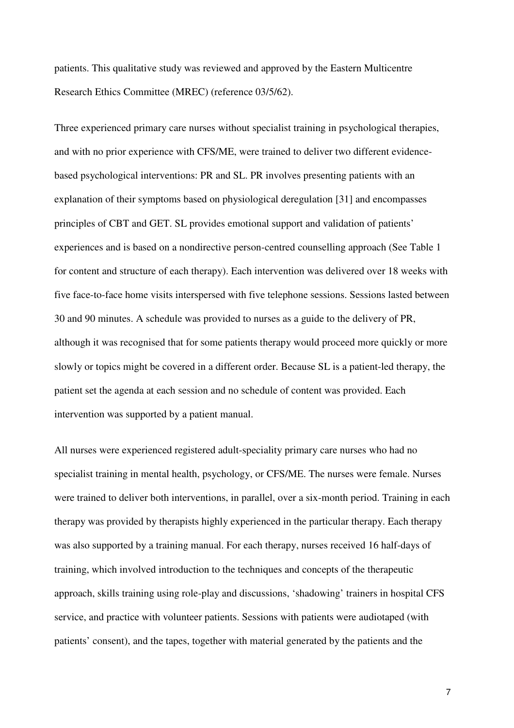patients. This qualitative study was reviewed and approved by the Eastern Multicentre Research Ethics Committee (MREC) (reference 03/5/62).

Three experienced primary care nurses without specialist training in psychological therapies, and with no prior experience with CFS/ME, were trained to deliver two different evidence-based psychological interventions: PR and SL. PR involves presenting patients with an explanation of their symptoms based on physiological deregulation [31] and encompasses principles of CBT and GET. SL provides emotional support and validation of patients' experiences and is based on a nondirective person-centred counselling approach (See Table 1 for content and structure of each therapy). Each intervention was delivered over 18 weeks with five face-to-face home visits interspersed with five telephone sessions. Sessions lasted between 30 and 90 minutes. A schedule was provided to nurses as a guide to the delivery of PR, although it was recognised that for some patients therapy would proceed more quickly or more slowly or topics might be covered in a different order. Because SL is a patient-led therapy, the patient set the agenda at each session and no schedule of content was provided. Each intervention was supported by a patient manual.

All nurses were experienced registered adult-speciality primary care nurses who had no specialist training in mental health, psychology, or CFS/ME. The nurses were female. Nurses were trained to deliver both interventions, in parallel, over a six-month period. Training in each therapy was provided by therapists highly experienced in the particular therapy. Each therapy was also supported by a training manual. For each therapy, nurses received 16 half-days of training, which involved introduction to the techniques and concepts of the therapeutic approach, skills training using role-play and discussions, 'shadowing' trainers in hospital CFS service, and practice with volunteer patients. Sessions with patients were audiotaped (with patients' consent), and the tapes, together with material generated by the patients and the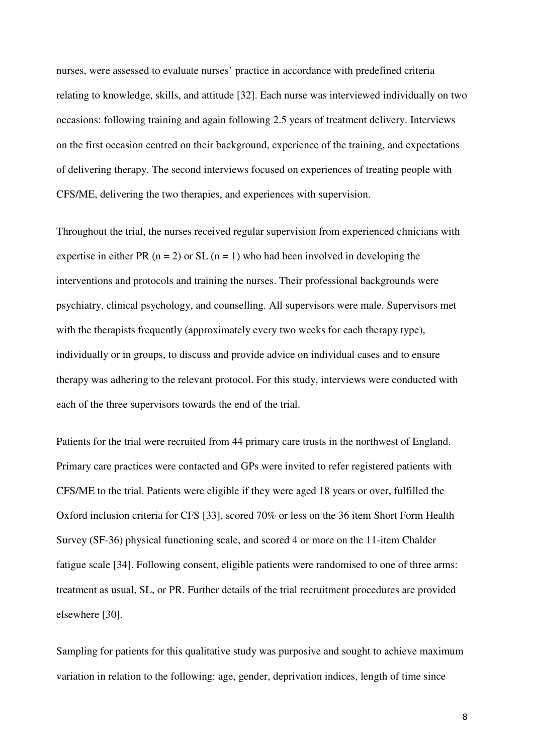nurses, were assessed to evaluate nurses' practice in accordance with predefined criteria relating to knowledge, skills, and attitude [32]. Each nurse was interviewed individually on two occasions: following training and again following 2.5 years of treatment delivery. Interviews on the first occasion centred on their background, experience of the training, and expectations of delivering therapy. The second interviews focused on experiences of treating people with CFS/ME, delivering the two therapies, and experiences with supervision.

Throughout the trial, the nurses received regular supervision from experienced clinicians with expertise in either PR (n = 2) or SL (n = 1) who had been involved in developing the interventions and protocols and training the nurses. Their professional backgrounds were psychiatry, clinical psychology, and counselling. All supervisors were male. Supervisors met with the therapists frequently (approximately every two weeks for each therapy type), individually or in groups, to discuss and provide advice on individual cases and to ensure therapy was adhering to the relevant protocol. For this study, interviews were conducted with each of the three supervisors towards the end of the trial.

Patients for the trial were recruited from 44 primary care trusts in the northwest of England. Primary care practices were contacted and GPs were invited to refer registered patients with CFS/ME to the trial. Patients were eligible if they were aged 18 years or over, fulfilled the Oxford inclusion criteria for CFS [33], scored 70% or less on the 36 item Short Form Health Survey (SF-36) physical functioning scale, and scored 4 or more on the 11-item Chalder fatigue scale [34]. Following consent, eligible patients were randomised to one of three arms: treatment as usual, SL, or PR. Further details of the trial recruitment procedures are provided elsewhere [30].

Sampling for patients for this qualitative study was purposive and sought to achieve maximum variation in relation to the following: age, gender, deprivation indices, length of time since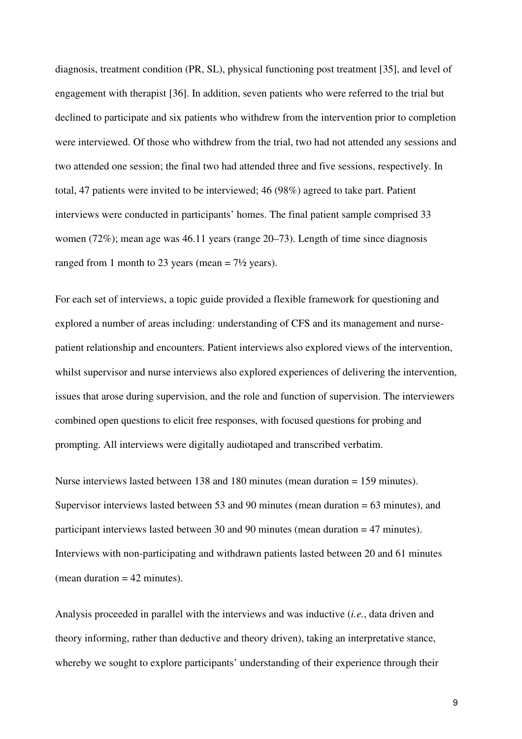diagnosis, treatment condition (PR, SL), physical functioning post treatment [35], and level of engagement with therapist [36]. In addition, seven patients who were referred to the trial but declined to participate and six patients who withdrew from the intervention prior to completion were interviewed. Of those who withdrew from the trial, two had not attended any sessions and two attended one session; the final two had attended three and five sessions, respectively. In total, 47 patients were invited to be interviewed; 46 (98%) agreed to take part. Patient interviews were conducted in participants' homes. The final patient sample comprised 33 women (72%); mean age was 46.11 years (range 20–73). Length of time since diagnosis ranged from 1 month to 23 years (mean = 7½ years).

For each set of interviews, a topic guide provided a flexible framework for questioning and explored a number of areas including: understanding of CFS and its management and nurse-patient relationship and encounters. Patient interviews also explored views of the intervention, whilst supervisor and nurse interviews also explored experiences of delivering the intervention, issues that arose during supervision, and the role and function of supervision. The interviewers combined open questions to elicit free responses, with focused questions for probing and prompting. All interviews were digitally audiotaped and transcribed verbatim.

Nurse interviews lasted between 138 and 180 minutes (mean duration = 159 minutes). Supervisor interviews lasted between 53 and 90 minutes (mean duration = 63 minutes), and participant interviews lasted between 30 and 90 minutes (mean duration = 47 minutes). Interviews with non-participating and withdrawn patients lasted between 20 and 61 minutes (mean duration = 42 minutes).

Analysis proceeded in parallel with the interviews and was inductive (*i.e.*, data driven and theory informing, rather than deductive and theory driven), taking an interpretative stance, whereby we sought to explore participants' understanding of their experience through their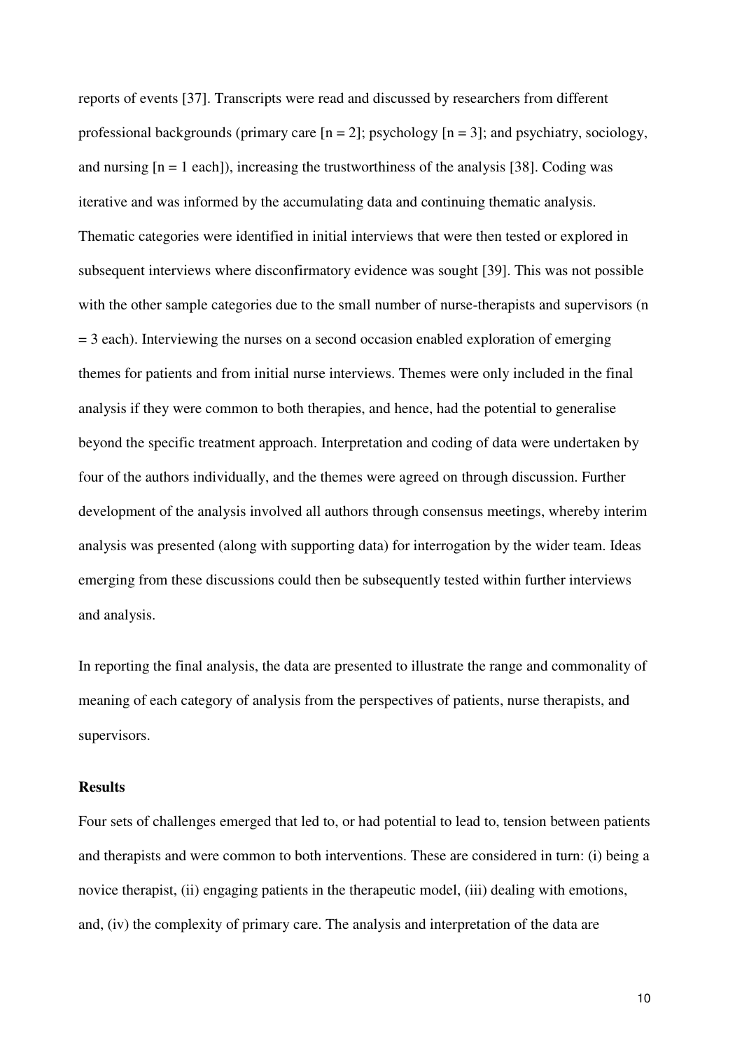reports of events [37]. Transcripts were read and discussed by researchers from different professional backgrounds (primary care [n = 2]; psychology [n = 3]; and psychiatry, sociology, and nursing [n = 1 each]), increasing the trustworthiness of the analysis [38]. Coding was iterative and was informed by the accumulating data and continuing thematic analysis. Thematic categories were identified in initial interviews that were then tested or explored in subsequent interviews where disconfirmatory evidence was sought [39]. This was not possible with the other sample categories due to the small number of nurse-therapists and supervisors (n = 3 each). Interviewing the nurses on a second occasion enabled exploration of emerging themes for patients and from initial nurse interviews. Themes were only included in the final analysis if they were common to both therapies, and hence, had the potential to generalise beyond the specific treatment approach. Interpretation and coding of data were undertaken by four of the authors individually, and the themes were agreed on through discussion. Further development of the analysis involved all authors through consensus meetings, whereby interim analysis was presented (along with supporting data) for interrogation by the wider team. Ideas emerging from these discussions could then be subsequently tested within further interviews and analysis.

In reporting the final analysis, the data are presented to illustrate the range and commonality of meaning of each category of analysis from the perspectives of patients, nurse therapists, and supervisors.

## Results

Four sets of challenges emerged that led to, or had potential to lead to, tension between patients and therapists and were common to both interventions. These are considered in turn: (i) being a novice therapist, (ii) engaging patients in the therapeutic model, (iii) dealing with emotions, and, (iv) the complexity of primary care. The analysis and interpretation of the data are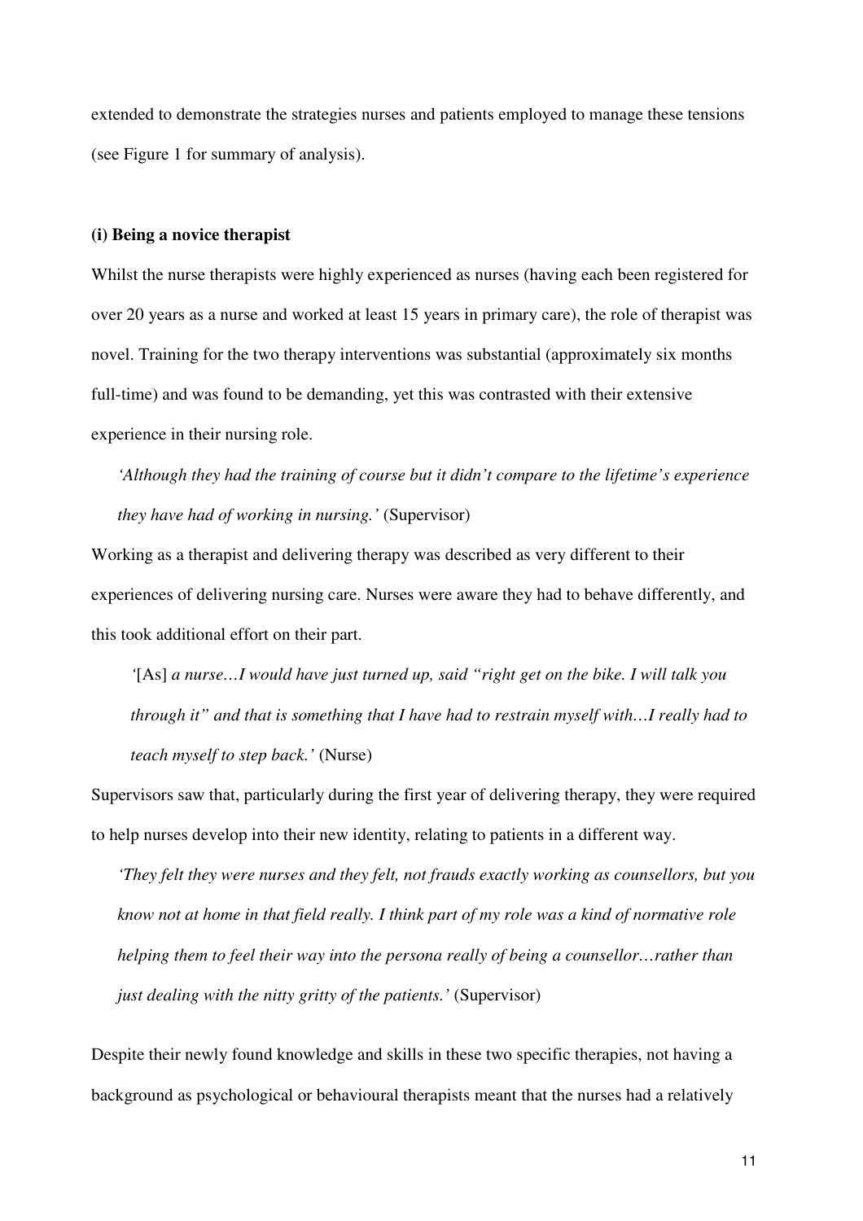extended to demonstrate the strategies nurses and patients employed to manage these tensions (see Figure 1 for summary of analysis).

**(i) Being a novice therapist**

Whilst the nurse therapists were highly experienced as nurses (having each been registered for over 20 years as a nurse and worked at least 15 years in primary care), the role of therapist was novel. Training for the two therapy interventions was substantial (approximately six months full-time) and was found to be demanding, yet this was contrasted with their extensive experience in their nursing role.

> *'Although they had the training of course but it didn't compare to the lifetime's experience they have had of working in nursing.'* (Supervisor)

Working as a therapist and delivering therapy was described as very different to their experiences of delivering nursing care. Nurses were aware they had to behave differently, and this took additional effort on their part.

> *'*[As] *a nurse…I would have just turned up, said "right get on the bike. I will talk you through it" and that is something that I have had to restrain myself with…I really had to teach myself to step back.'* (Nurse)

Supervisors saw that, particularly during the first year of delivering therapy, they were required to help nurses develop into their new identity, relating to patients in a different way.

> *'They felt they were nurses and they felt, not frauds exactly working as counsellors, but you know not at home in that field really. I think part of my role was a kind of normative role helping them to feel their way into the persona really of being a counsellor…rather than just dealing with the nitty gritty of the patients.'* (Supervisor)

Despite their newly found knowledge and skills in these two specific therapies, not having a background as psychological or behavioural therapists meant that the nurses had a relatively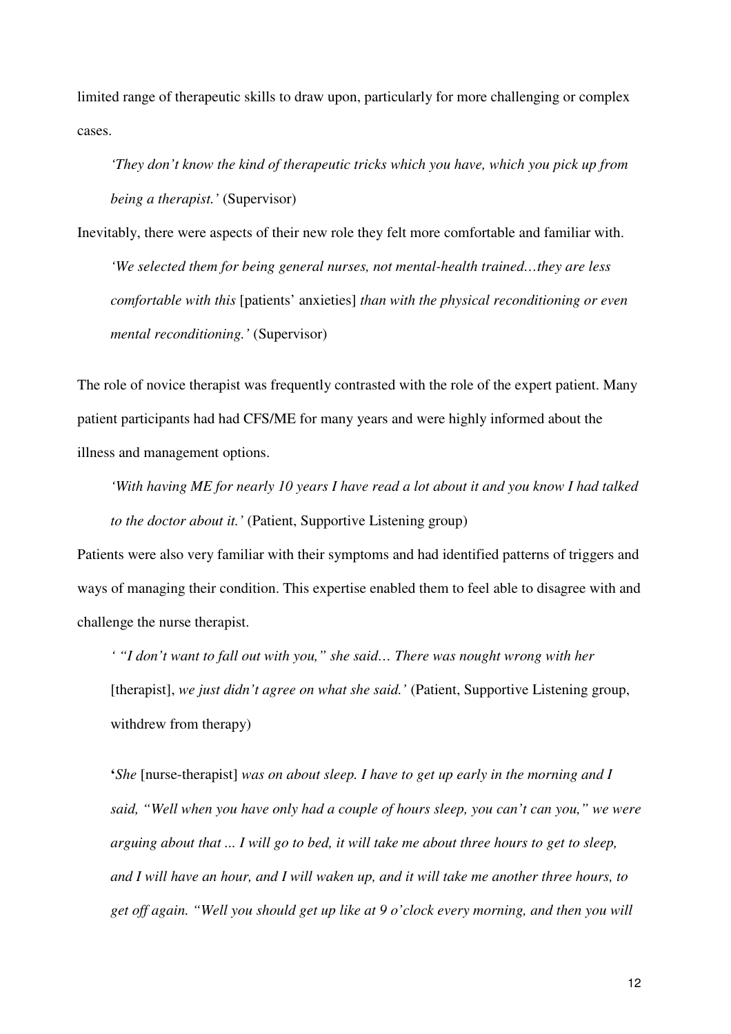limited range of therapeutic skills to draw upon, particularly for more challenging or complex cases.

> *'They don't know the kind of therapeutic tricks which you have, which you pick up from being a therapist.'* (Supervisor)

Inevitably, there were aspects of their new role they felt more comfortable and familiar with.

> *'We selected them for being general nurses, not mental-health trained…they are less comfortable with this* [patients' anxieties] *than with the physical reconditioning or even mental reconditioning.'* (Supervisor)

The role of novice therapist was frequently contrasted with the role of the expert patient. Many patient participants had had CFS/ME for many years and were highly informed about the illness and management options.

> *'With having ME for nearly 10 years I have read a lot about it and you know I had talked to the doctor about it.'* (Patient, Supportive Listening group)

Patients were also very familiar with their symptoms and had identified patterns of triggers and ways of managing their condition. This expertise enabled them to feel able to disagree with and challenge the nurse therapist.

> *' "I don't want to fall out with you," she said… There was nought wrong with her* [therapist], *we just didn't agree on what she said.'* (Patient, Supportive Listening group, withdrew from therapy)

> **'***She* [nurse-therapist] *was on about sleep. I have to get up early in the morning and I said, "Well when you have only had a couple of hours sleep, you can't can you," we were arguing about that ... I will go to bed, it will take me about three hours to get to sleep, and I will have an hour, and I will waken up, and it will take me another three hours, to get off again. "Well you should get up like at 9 o'clock every morning, and then you will*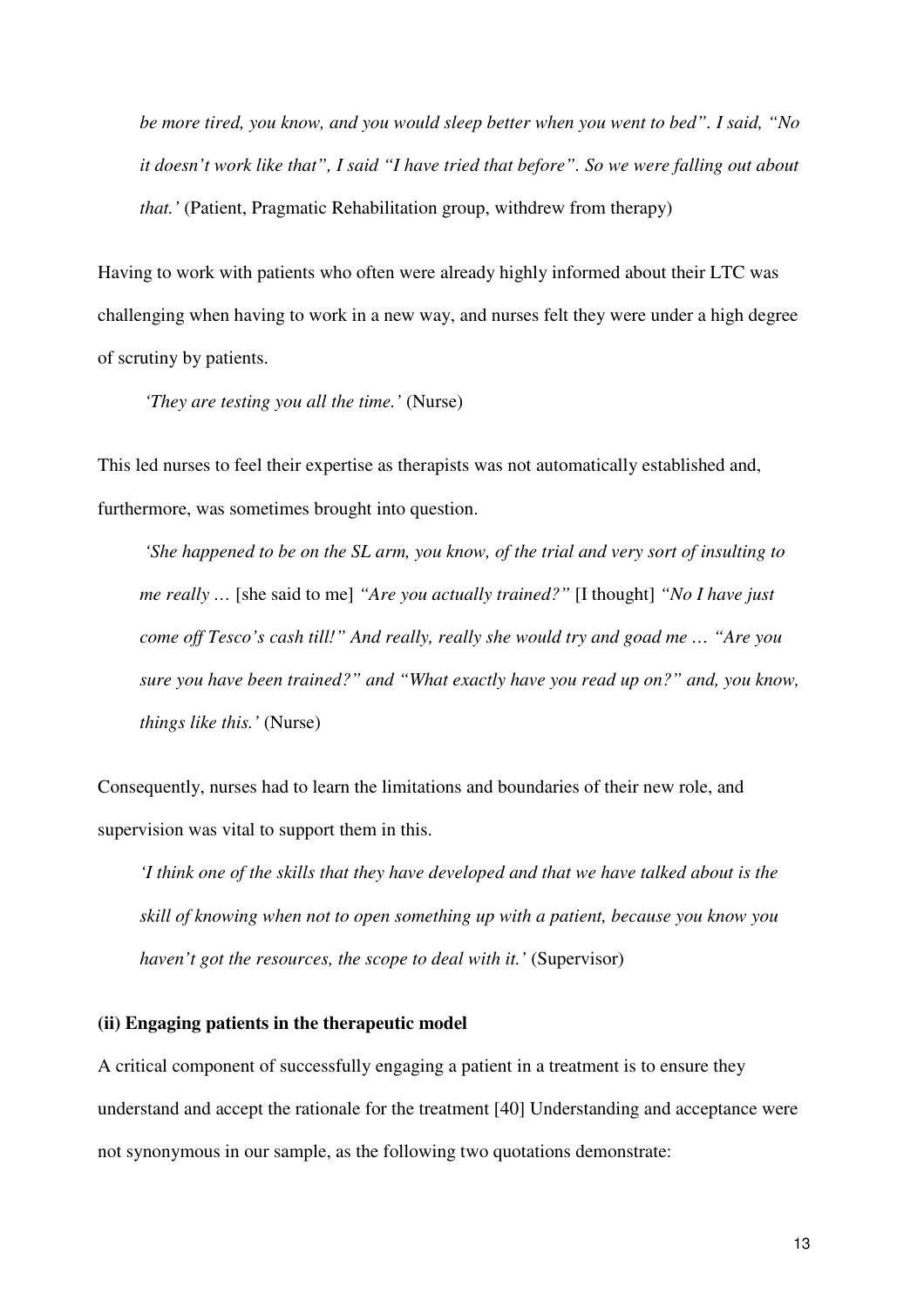*be more tired, you know, and you would sleep better when you went to bed". I said, "No it doesn't work like that", I said "I have tried that before". So we were falling out about that.'* (Patient, Pragmatic Rehabilitation group, withdrew from therapy)

Having to work with patients who often were already highly informed about their LTC was challenging when having to work in a new way, and nurses felt they were under a high degree of scrutiny by patients.

> *'They are testing you all the time.'* (Nurse)

This led nurses to feel their expertise as therapists was not automatically established and, furthermore, was sometimes brought into question.

> *'She happened to be on the SL arm, you know, of the trial and very sort of insulting to me really …* [she said to me] *"Are you actually trained?"* [I thought] *"No I have just come off Tesco's cash till!" And really, really she would try and goad me … "Are you sure you have been trained?" and "What exactly have you read up on?" and, you know, things like this.'* (Nurse)

Consequently, nurses had to learn the limitations and boundaries of their new role, and supervision was vital to support them in this.

> *'I think one of the skills that they have developed and that we have talked about is the skill of knowing when not to open something up with a patient, because you know you haven't got the resources, the scope to deal with it.'* (Supervisor)

**(ii) Engaging patients in the therapeutic model**

A critical component of successfully engaging a patient in a treatment is to ensure they understand and accept the rationale for the treatment [40] Understanding and acceptance were not synonymous in our sample, as the following two quotations demonstrate: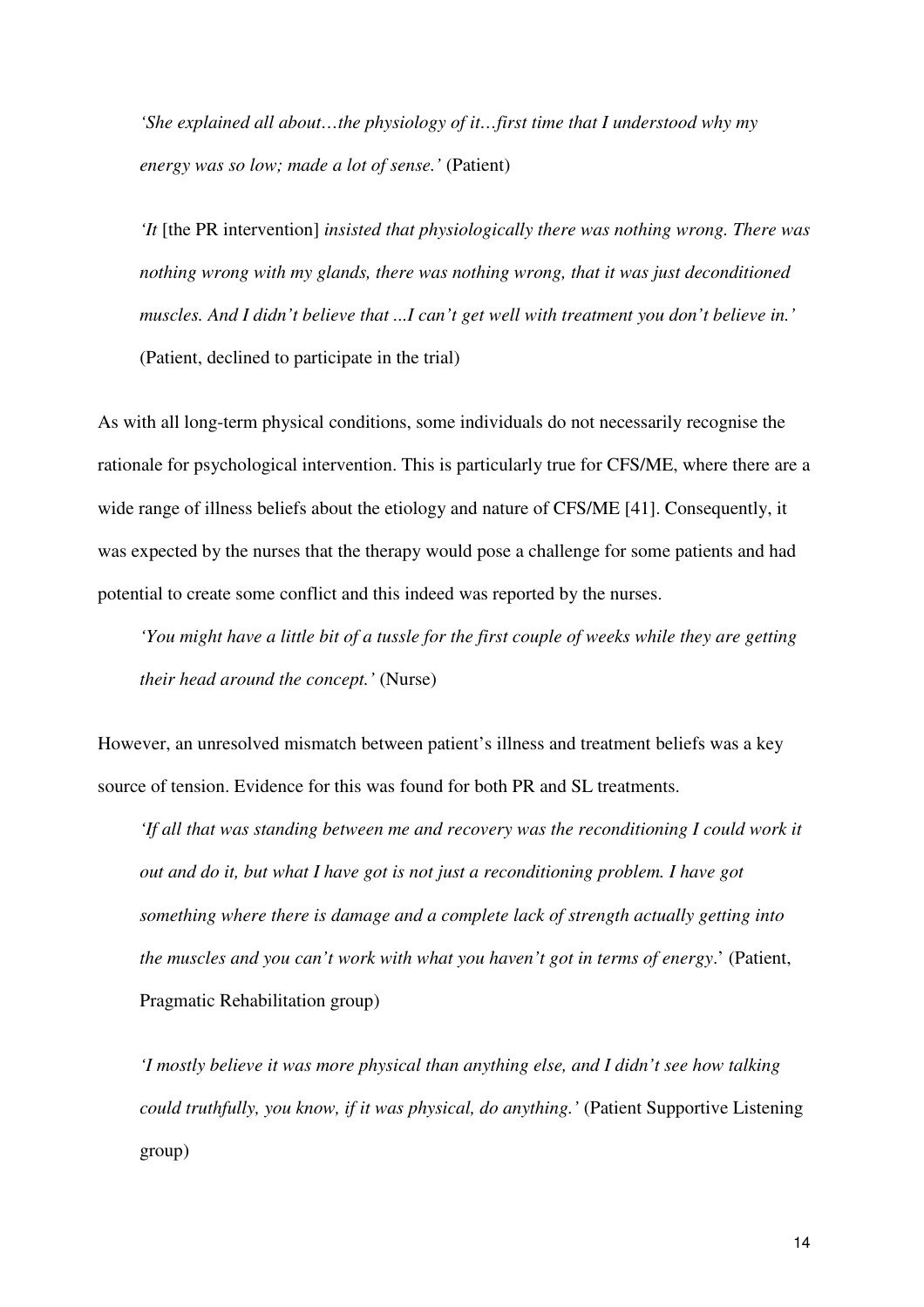*'She explained all about…the physiology of it…first time that I understood why my energy was so low; made a lot of sense.'* (Patient)

*'It* [the PR intervention] *insisted that physiologically there was nothing wrong. There was nothing wrong with my glands, there was nothing wrong, that it was just deconditioned muscles. And I didn't believe that ...I can't get well with treatment you don't believe in.'* (Patient, declined to participate in the trial)

As with all long-term physical conditions, some individuals do not necessarily recognise the rationale for psychological intervention. This is particularly true for CFS/ME, where there are a wide range of illness beliefs about the etiology and nature of CFS/ME [41]. Consequently, it was expected by the nurses that the therapy would pose a challenge for some patients and had potential to create some conflict and this indeed was reported by the nurses.

*'You might have a little bit of a tussle for the first couple of weeks while they are getting their head around the concept.'* (Nurse)

However, an unresolved mismatch between patient's illness and treatment beliefs was a key source of tension. Evidence for this was found for both PR and SL treatments.

*'If all that was standing between me and recovery was the reconditioning I could work it out and do it, but what I have got is not just a reconditioning problem. I have got something where there is damage and a complete lack of strength actually getting into the muscles and you can't work with what you haven't got in terms of energy*.' (Patient, Pragmatic Rehabilitation group)

*'I mostly believe it was more physical than anything else, and I didn't see how talking could truthfully, you know, if it was physical, do anything.'* (Patient Supportive Listening group)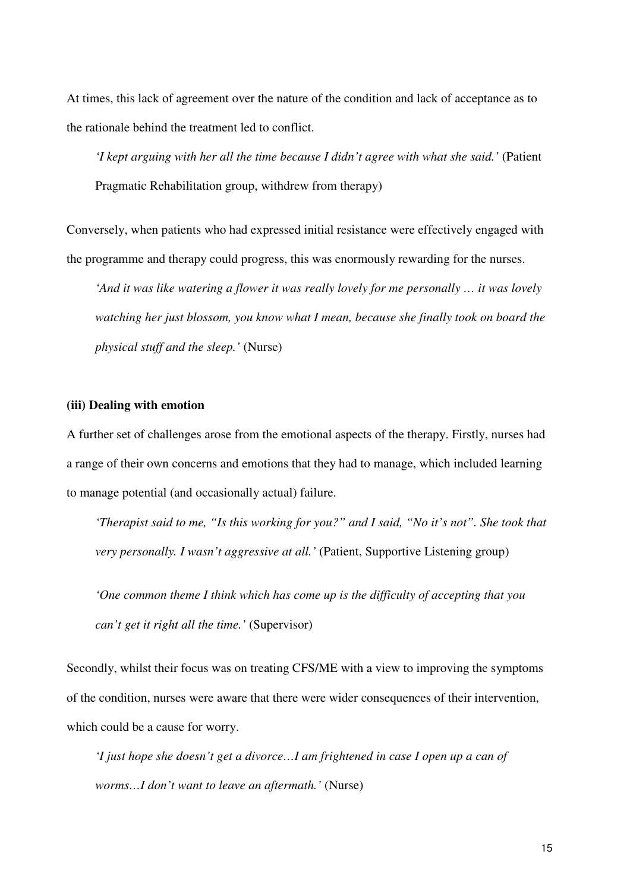At times, this lack of agreement over the nature of the condition and lack of acceptance as to the rationale behind the treatment led to conflict.

> *'I kept arguing with her all the time because I didn't agree with what she said.'* (Patient Pragmatic Rehabilitation group, withdrew from therapy)

Conversely, when patients who had expressed initial resistance were effectively engaged with the programme and therapy could progress, this was enormously rewarding for the nurses.

> *'And it was like watering a flower it was really lovely for me personally … it was lovely watching her just blossom, you know what I mean, because she finally took on board the physical stuff and the sleep.'* (Nurse)

**(iii) Dealing with emotion**

A further set of challenges arose from the emotional aspects of the therapy. Firstly, nurses had a range of their own concerns and emotions that they had to manage, which included learning to manage potential (and occasionally actual) failure.

> *'Therapist said to me, "Is this working for you?" and I said, "No it's not". She took that very personally. I wasn't aggressive at all.'* (Patient, Supportive Listening group)

> *'One common theme I think which has come up is the difficulty of accepting that you can't get it right all the time.'* (Supervisor)

Secondly, whilst their focus was on treating CFS/ME with a view to improving the symptoms of the condition, nurses were aware that there were wider consequences of their intervention, which could be a cause for worry.

> *'I just hope she doesn't get a divorce…I am frightened in case I open up a can of worms…I don't want to leave an aftermath.'* (Nurse)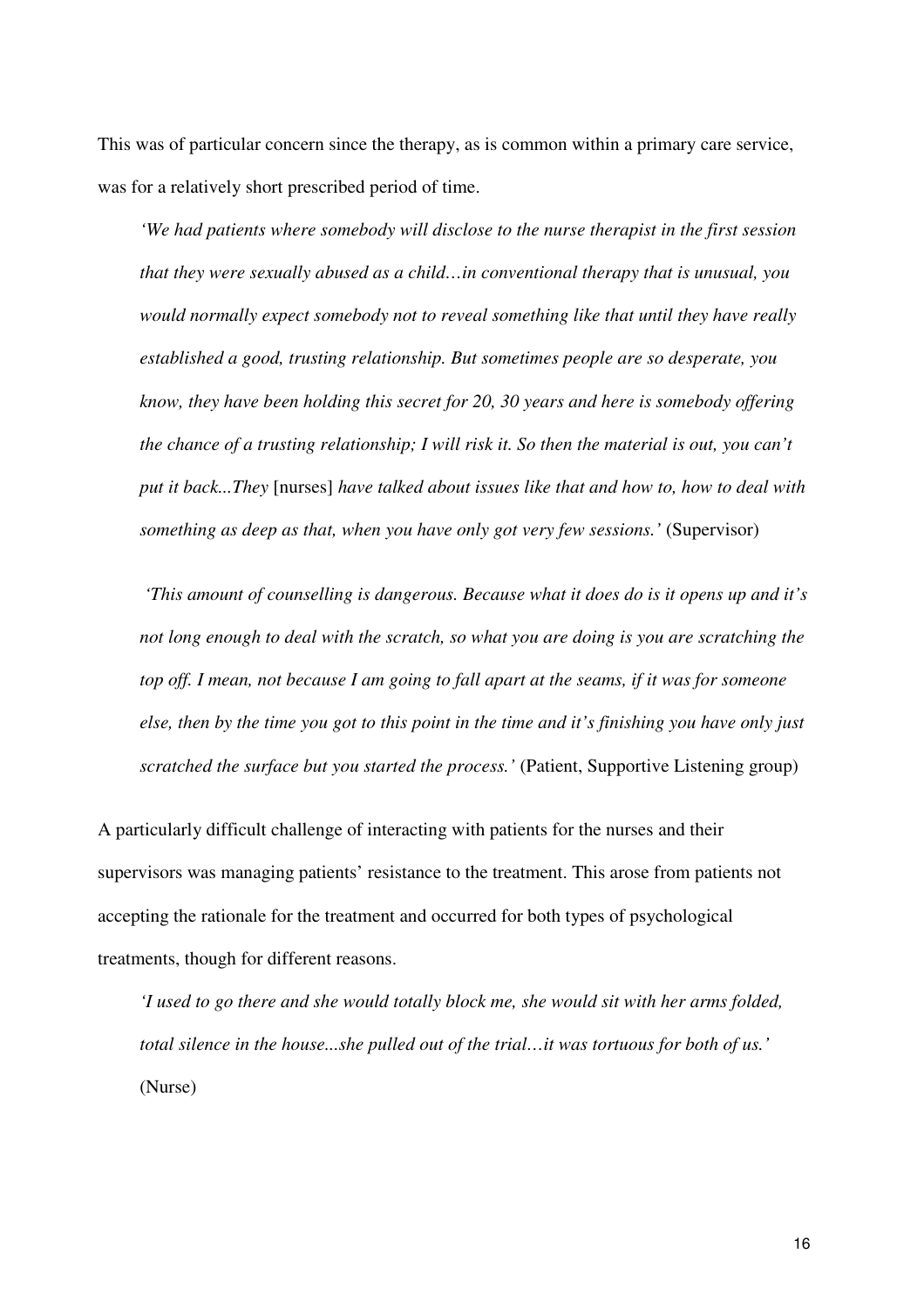This was of particular concern since the therapy, as is common within a primary care service, was for a relatively short prescribed period of time.

> *'We had patients where somebody will disclose to the nurse therapist in the first session that they were sexually abused as a child…in conventional therapy that is unusual, you would normally expect somebody not to reveal something like that until they have really established a good, trusting relationship. But sometimes people are so desperate, you know, they have been holding this secret for 20, 30 years and here is somebody offering the chance of a trusting relationship; I will risk it. So then the material is out, you can't put it back...They* [nurses] *have talked about issues like that and how to, how to deal with something as deep as that, when you have only got very few sessions.'* (Supervisor)

> *'This amount of counselling is dangerous. Because what it does do is it opens up and it's not long enough to deal with the scratch, so what you are doing is you are scratching the top off. I mean, not because I am going to fall apart at the seams, if it was for someone else, then by the time you got to this point in the time and it's finishing you have only just scratched the surface but you started the process.'* (Patient, Supportive Listening group)

A particularly difficult challenge of interacting with patients for the nurses and their supervisors was managing patients' resistance to the treatment. This arose from patients not accepting the rationale for the treatment and occurred for both types of psychological treatments, though for different reasons.

> *'I used to go there and she would totally block me, she would sit with her arms folded, total silence in the house...she pulled out of the trial…it was tortuous for both of us.'* (Nurse)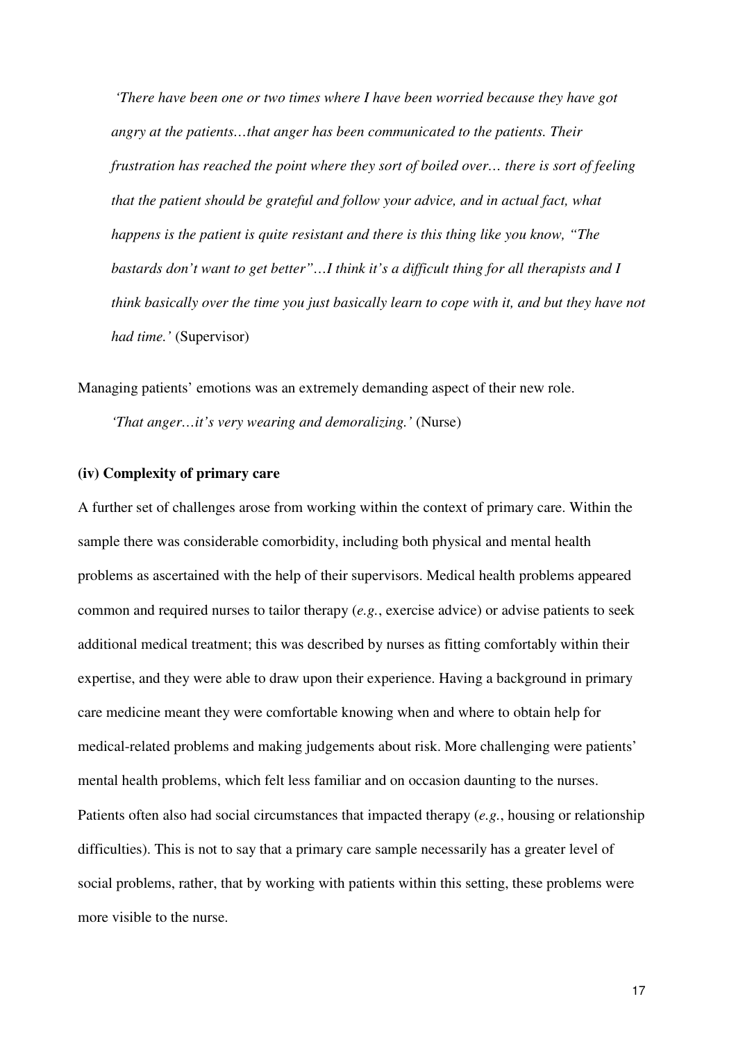> *'There have been one or two times where I have been worried because they have got angry at the patients…that anger has been communicated to the patients. Their frustration has reached the point where they sort of boiled over… there is sort of feeling that the patient should be grateful and follow your advice, and in actual fact, what happens is the patient is quite resistant and there is this thing like you know, "The bastards don't want to get better"…I think it's a difficult thing for all therapists and I think basically over the time you just basically learn to cope with it, and but they have not had time.'* (Supervisor)

Managing patients' emotions was an extremely demanding aspect of their new role.

> *'That anger…it's very wearing and demoralizing.'* (Nurse)

**(iv) Complexity of primary care**

A further set of challenges arose from working within the context of primary care. Within the sample there was considerable comorbidity, including both physical and mental health problems as ascertained with the help of their supervisors. Medical health problems appeared common and required nurses to tailor therapy (*e.g.*, exercise advice) or advise patients to seek additional medical treatment; this was described by nurses as fitting comfortably within their expertise, and they were able to draw upon their experience. Having a background in primary care medicine meant they were comfortable knowing when and where to obtain help for medical-related problems and making judgements about risk. More challenging were patients' mental health problems, which felt less familiar and on occasion daunting to the nurses. Patients often also had social circumstances that impacted therapy (*e.g.*, housing or relationship difficulties). This is not to say that a primary care sample necessarily has a greater level of social problems, rather, that by working with patients within this setting, these problems were more visible to the nurse.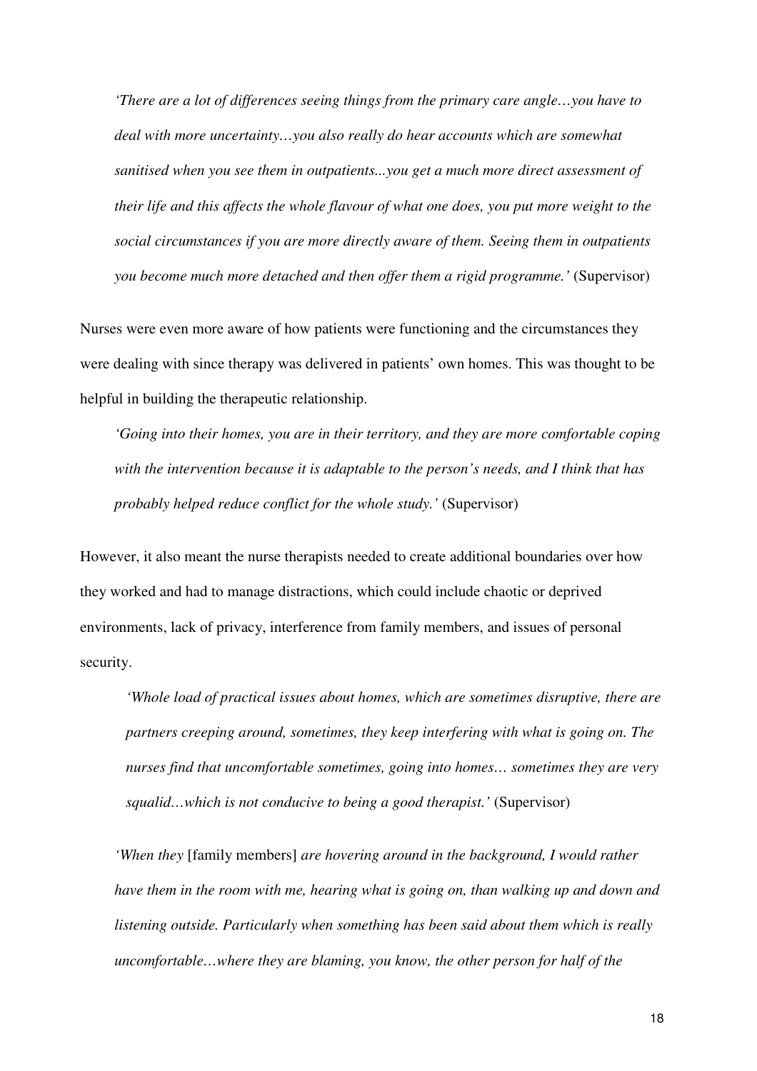*'There are a lot of differences seeing things from the primary care angle…you have to deal with more uncertainty…you also really do hear accounts which are somewhat sanitised when you see them in outpatients...you get a much more direct assessment of their life and this affects the whole flavour of what one does, you put more weight to the social circumstances if you are more directly aware of them. Seeing them in outpatients you become much more detached and then offer them a rigid programme.'* (Supervisor)

Nurses were even more aware of how patients were functioning and the circumstances they were dealing with since therapy was delivered in patients' own homes. This was thought to be helpful in building the therapeutic relationship.

*'Going into their homes, you are in their territory, and they are more comfortable coping with the intervention because it is adaptable to the person's needs, and I think that has probably helped reduce conflict for the whole study.'* (Supervisor)

However, it also meant the nurse therapists needed to create additional boundaries over how they worked and had to manage distractions, which could include chaotic or deprived environments, lack of privacy, interference from family members, and issues of personal security.

*'Whole load of practical issues about homes, which are sometimes disruptive, there are partners creeping around, sometimes, they keep interfering with what is going on. The nurses find that uncomfortable sometimes, going into homes… sometimes they are very squalid…which is not conducive to being a good therapist.'* (Supervisor)

*'When they* [family members] *are hovering around in the background, I would rather have them in the room with me, hearing what is going on, than walking up and down and listening outside. Particularly when something has been said about them which is really uncomfortable…where they are blaming, you know, the other person for half of the*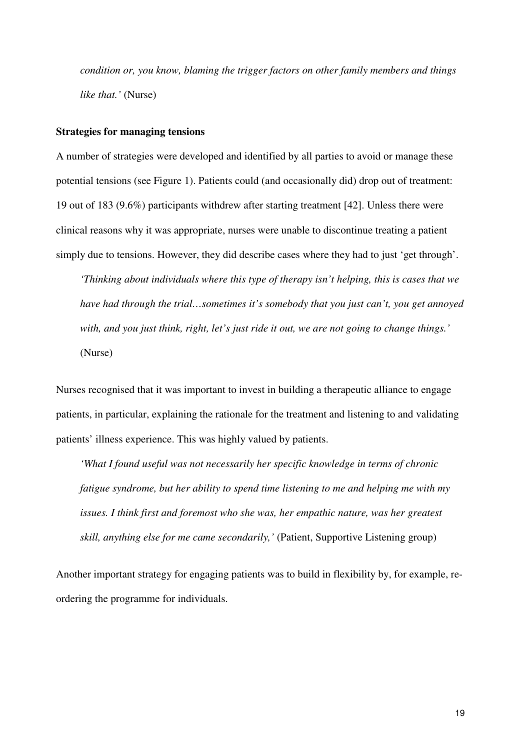*condition or, you know, blaming the trigger factors on other family members and things like that.'* (Nurse)

**Strategies for managing tensions**

A number of strategies were developed and identified by all parties to avoid or manage these potential tensions (see Figure 1). Patients could (and occasionally did) drop out of treatment: 19 out of 183 (9.6%) participants withdrew after starting treatment [42]. Unless there were clinical reasons why it was appropriate, nurses were unable to discontinue treating a patient simply due to tensions. However, they did describe cases where they had to just 'get through'.

> *'Thinking about individuals where this type of therapy isn't helping, this is cases that we have had through the trial…sometimes it's somebody that you just can't, you get annoyed with, and you just think, right, let's just ride it out, we are not going to change things.'* (Nurse)

Nurses recognised that it was important to invest in building a therapeutic alliance to engage patients, in particular, explaining the rationale for the treatment and listening to and validating patients' illness experience. This was highly valued by patients.

> *'What I found useful was not necessarily her specific knowledge in terms of chronic fatigue syndrome, but her ability to spend time listening to me and helping me with my issues. I think first and foremost who she was, her empathic nature, was her greatest skill, anything else for me came secondarily,'* (Patient, Supportive Listening group)

Another important strategy for engaging patients was to build in flexibility by, for example, re-ordering the programme for individuals.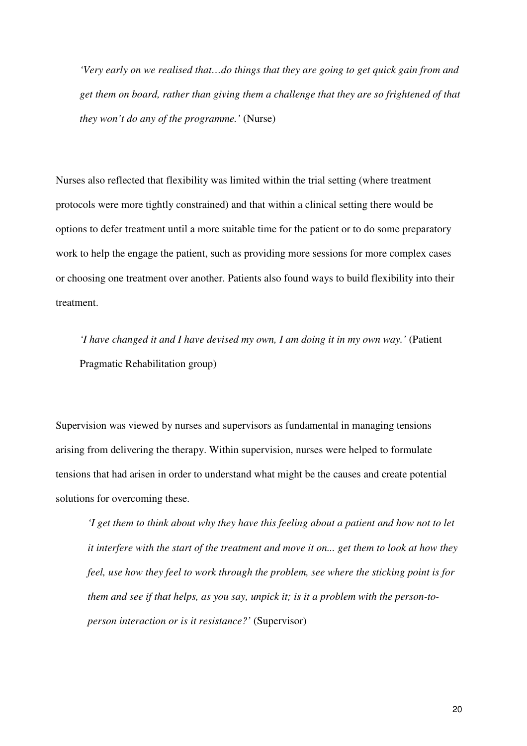> *'Very early on we realised that…do things that they are going to get quick gain from and get them on board, rather than giving them a challenge that they are so frightened of that they won't do any of the programme.'* (Nurse)

Nurses also reflected that flexibility was limited within the trial setting (where treatment protocols were more tightly constrained) and that within a clinical setting there would be options to defer treatment until a more suitable time for the patient or to do some preparatory work to help the engage the patient, such as providing more sessions for more complex cases or choosing one treatment over another. Patients also found ways to build flexibility into their treatment.

> *'I have changed it and I have devised my own, I am doing it in my own way.'* (Patient Pragmatic Rehabilitation group)

Supervision was viewed by nurses and supervisors as fundamental in managing tensions arising from delivering the therapy. Within supervision, nurses were helped to formulate tensions that had arisen in order to understand what might be the causes and create potential solutions for overcoming these.

> *'I get them to think about why they have this feeling about a patient and how not to let it interfere with the start of the treatment and move it on... get them to look at how they feel, use how they feel to work through the problem, see where the sticking point is for them and see if that helps, as you say, unpick it; is it a problem with the person-to-person interaction or is it resistance?'* (Supervisor)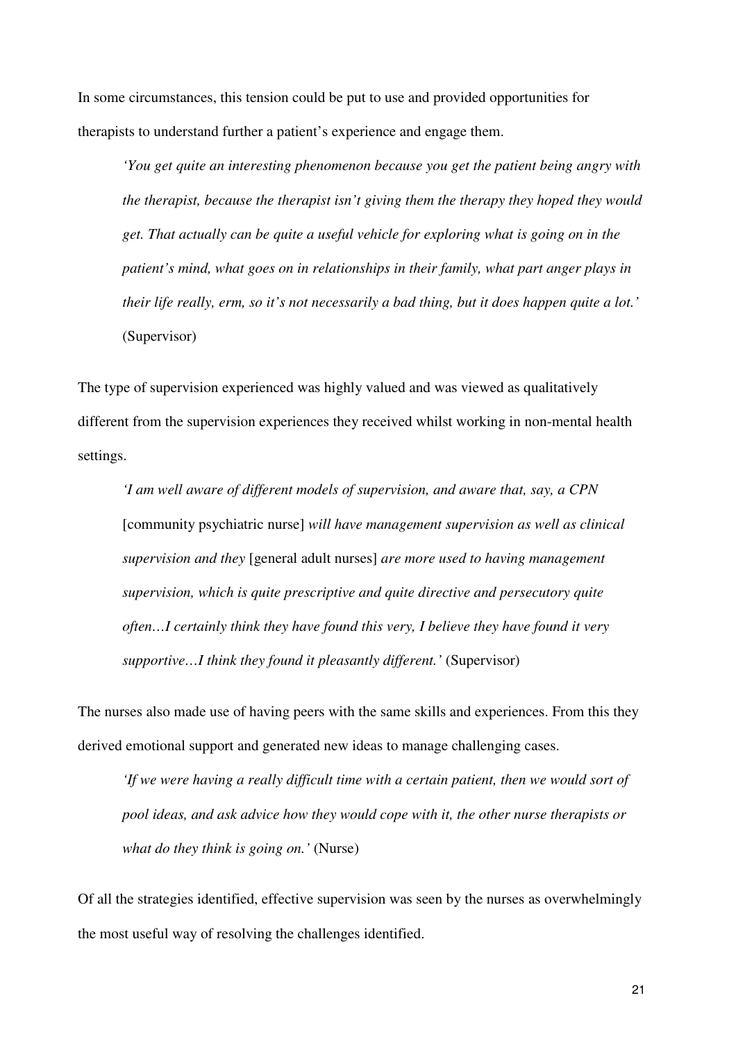In some circumstances, this tension could be put to use and provided opportunities for therapists to understand further a patient's experience and engage them.

> *'You get quite an interesting phenomenon because you get the patient being angry with the therapist, because the therapist isn't giving them the therapy they hoped they would get. That actually can be quite a useful vehicle for exploring what is going on in the patient's mind, what goes on in relationships in their family, what part anger plays in their life really, erm, so it's not necessarily a bad thing, but it does happen quite a lot.'* (Supervisor)

The type of supervision experienced was highly valued and was viewed as qualitatively different from the supervision experiences they received whilst working in non-mental health settings.

> *'I am well aware of different models of supervision, and aware that, say, a CPN* [community psychiatric nurse] *will have management supervision as well as clinical supervision and they* [general adult nurses] *are more used to having management supervision, which is quite prescriptive and quite directive and persecutory quite often…I certainly think they have found this very, I believe they have found it very supportive…I think they found it pleasantly different.'* (Supervisor)

The nurses also made use of having peers with the same skills and experiences. From this they derived emotional support and generated new ideas to manage challenging cases.

> *'If we were having a really difficult time with a certain patient, then we would sort of pool ideas, and ask advice how they would cope with it, the other nurse therapists or what do they think is going on.'* (Nurse)

Of all the strategies identified, effective supervision was seen by the nurses as overwhelmingly the most useful way of resolving the challenges identified.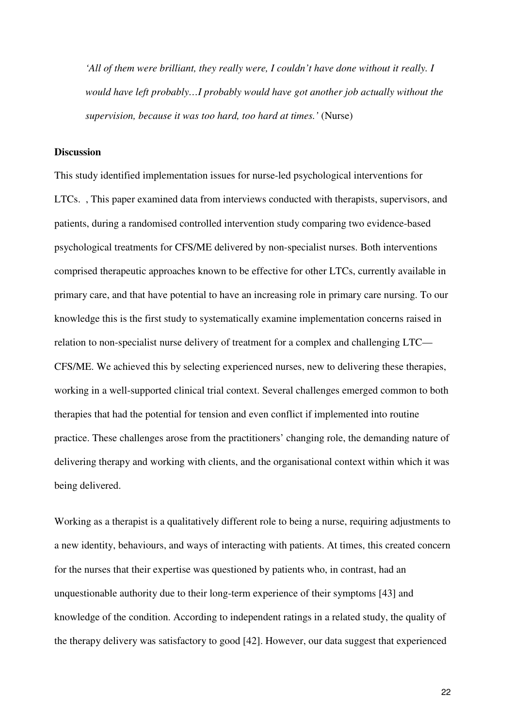*'All of them were brilliant, they really were, I couldn't have done without it really. I would have left probably…I probably would have got another job actually without the supervision, because it was too hard, too hard at times.'* (Nurse)

**Discussion**

This study identified implementation issues for nurse-led psychological interventions for LTCs. , This paper examined data from interviews conducted with therapists, supervisors, and patients, during a randomised controlled intervention study comparing two evidence-based psychological treatments for CFS/ME delivered by non-specialist nurses. Both interventions comprised therapeutic approaches known to be effective for other LTCs, currently available in primary care, and that have potential to have an increasing role in primary care nursing. To our knowledge this is the first study to systematically examine implementation concerns raised in relation to non-specialist nurse delivery of treatment for a complex and challenging LTC—CFS/ME. We achieved this by selecting experienced nurses, new to delivering these therapies, working in a well-supported clinical trial context. Several challenges emerged common to both therapies that had the potential for tension and even conflict if implemented into routine practice. These challenges arose from the practitioners' changing role, the demanding nature of delivering therapy and working with clients, and the organisational context within which it was being delivered.

Working as a therapist is a qualitatively different role to being a nurse, requiring adjustments to a new identity, behaviours, and ways of interacting with patients. At times, this created concern for the nurses that their expertise was questioned by patients who, in contrast, had an unquestionable authority due to their long-term experience of their symptoms [43] and knowledge of the condition. According to independent ratings in a related study, the quality of the therapy delivery was satisfactory to good [42]. However, our data suggest that experienced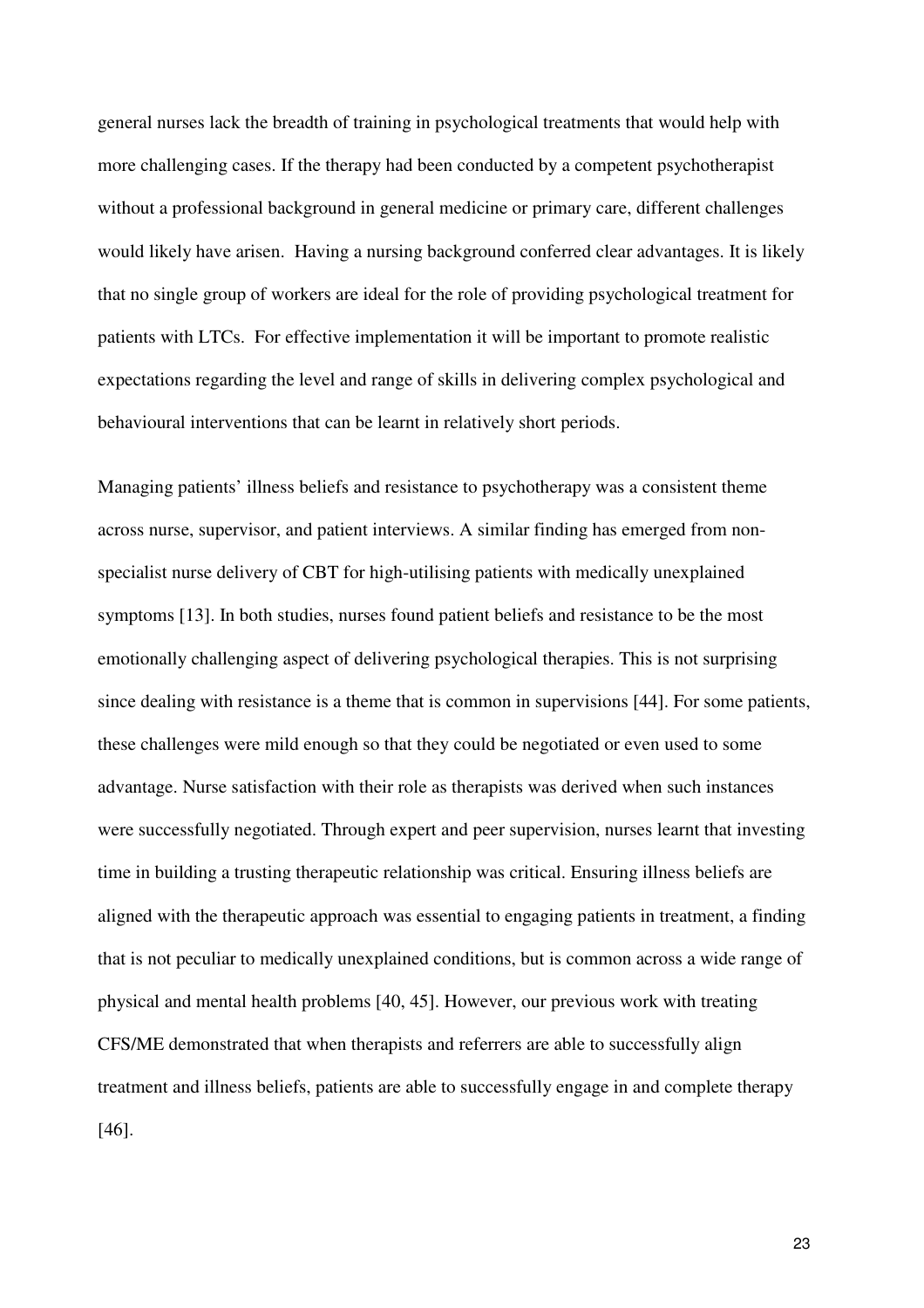general nurses lack the breadth of training in psychological treatments that would help with more challenging cases. If the therapy had been conducted by a competent psychotherapist without a professional background in general medicine or primary care, different challenges would likely have arisen. Having a nursing background conferred clear advantages. It is likely that no single group of workers are ideal for the role of providing psychological treatment for patients with LTCs. For effective implementation it will be important to promote realistic expectations regarding the level and range of skills in delivering complex psychological and behavioural interventions that can be learnt in relatively short periods.

Managing patients' illness beliefs and resistance to psychotherapy was a consistent theme across nurse, supervisor, and patient interviews. A similar finding has emerged from non-specialist nurse delivery of CBT for high-utilising patients with medically unexplained symptoms [13]. In both studies, nurses found patient beliefs and resistance to be the most emotionally challenging aspect of delivering psychological therapies. This is not surprising since dealing with resistance is a theme that is common in supervisions [44]. For some patients, these challenges were mild enough so that they could be negotiated or even used to some advantage. Nurse satisfaction with their role as therapists was derived when such instances were successfully negotiated. Through expert and peer supervision, nurses learnt that investing time in building a trusting therapeutic relationship was critical. Ensuring illness beliefs are aligned with the therapeutic approach was essential to engaging patients in treatment, a finding that is not peculiar to medically unexplained conditions, but is common across a wide range of physical and mental health problems [40, 45]. However, our previous work with treating CFS/ME demonstrated that when therapists and referrers are able to successfully align treatment and illness beliefs, patients are able to successfully engage in and complete therapy [46].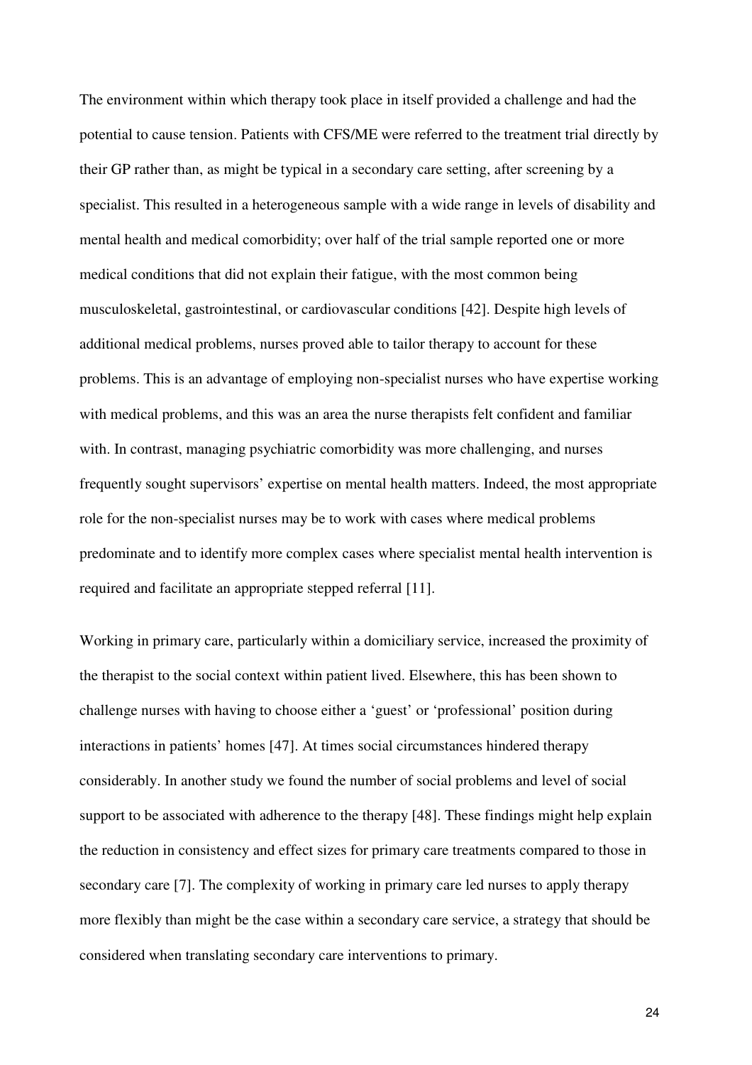The environment within which therapy took place in itself provided a challenge and had the potential to cause tension. Patients with CFS/ME were referred to the treatment trial directly by their GP rather than, as might be typical in a secondary care setting, after screening by a specialist. This resulted in a heterogeneous sample with a wide range in levels of disability and mental health and medical comorbidity; over half of the trial sample reported one or more medical conditions that did not explain their fatigue, with the most common being musculoskeletal, gastrointestinal, or cardiovascular conditions [42]. Despite high levels of additional medical problems, nurses proved able to tailor therapy to account for these problems. This is an advantage of employing non-specialist nurses who have expertise working with medical problems, and this was an area the nurse therapists felt confident and familiar with. In contrast, managing psychiatric comorbidity was more challenging, and nurses frequently sought supervisors' expertise on mental health matters. Indeed, the most appropriate role for the non-specialist nurses may be to work with cases where medical problems predominate and to identify more complex cases where specialist mental health intervention is required and facilitate an appropriate stepped referral [11].

Working in primary care, particularly within a domiciliary service, increased the proximity of the therapist to the social context within patient lived. Elsewhere, this has been shown to challenge nurses with having to choose either a 'guest' or 'professional' position during interactions in patients' homes [47]. At times social circumstances hindered therapy considerably. In another study we found the number of social problems and level of social support to be associated with adherence to the therapy [48]. These findings might help explain the reduction in consistency and effect sizes for primary care treatments compared to those in secondary care [7]. The complexity of working in primary care led nurses to apply therapy more flexibly than might be the case within a secondary care service, a strategy that should be considered when translating secondary care interventions to primary.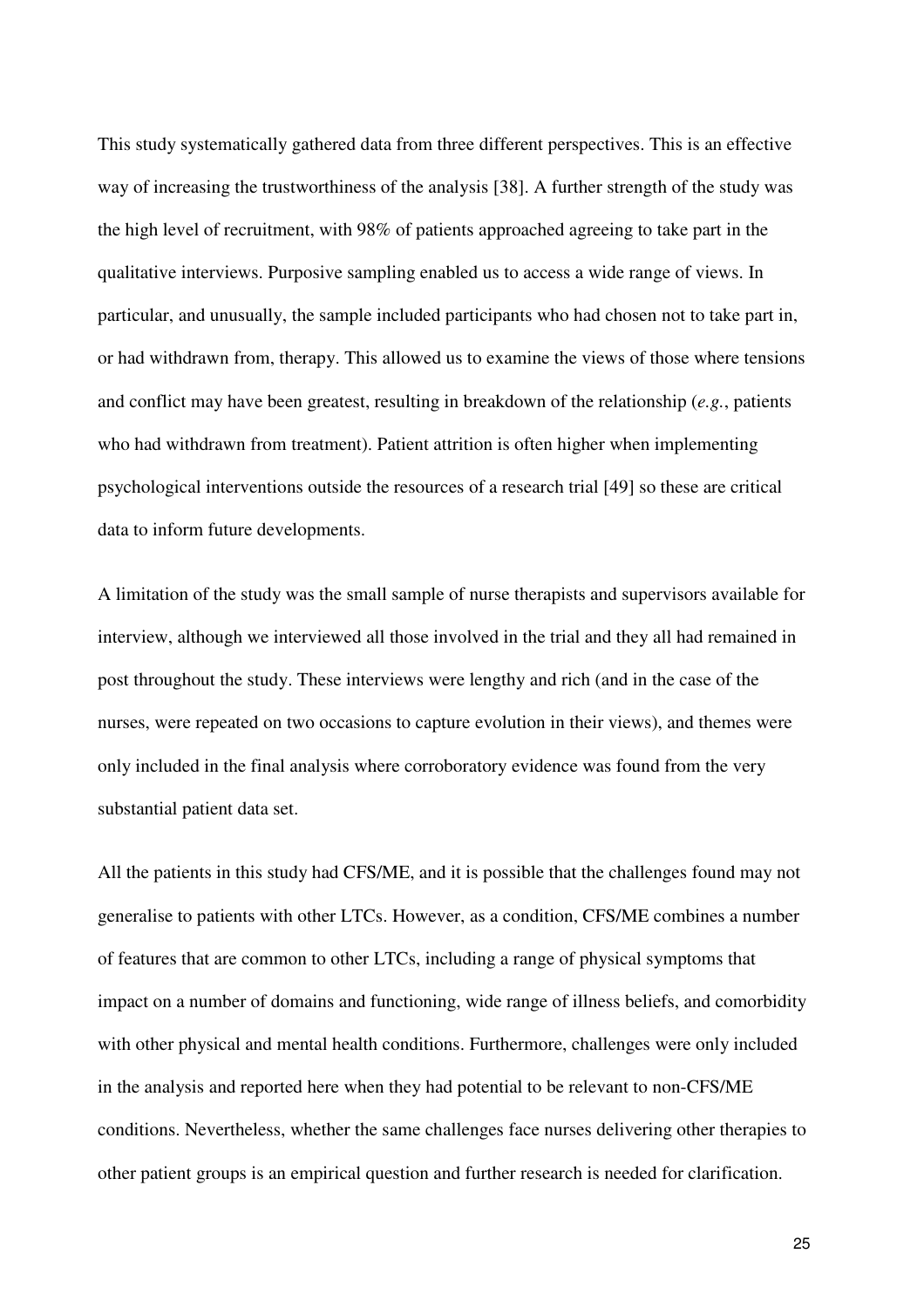This study systematically gathered data from three different perspectives. This is an effective way of increasing the trustworthiness of the analysis [38]. A further strength of the study was the high level of recruitment, with 98% of patients approached agreeing to take part in the qualitative interviews. Purposive sampling enabled us to access a wide range of views. In particular, and unusually, the sample included participants who had chosen not to take part in, or had withdrawn from, therapy. This allowed us to examine the views of those where tensions and conflict may have been greatest, resulting in breakdown of the relationship (*e.g.*, patients who had withdrawn from treatment). Patient attrition is often higher when implementing psychological interventions outside the resources of a research trial [49] so these are critical data to inform future developments.

A limitation of the study was the small sample of nurse therapists and supervisors available for interview, although we interviewed all those involved in the trial and they all had remained in post throughout the study. These interviews were lengthy and rich (and in the case of the nurses, were repeated on two occasions to capture evolution in their views), and themes were only included in the final analysis where corroboratory evidence was found from the very substantial patient data set.

All the patients in this study had CFS/ME, and it is possible that the challenges found may not generalise to patients with other LTCs. However, as a condition, CFS/ME combines a number of features that are common to other LTCs, including a range of physical symptoms that impact on a number of domains and functioning, wide range of illness beliefs, and comorbidity with other physical and mental health conditions. Furthermore, challenges were only included in the analysis and reported here when they had potential to be relevant to non-CFS/ME conditions. Nevertheless, whether the same challenges face nurses delivering other therapies to other patient groups is an empirical question and further research is needed for clarification.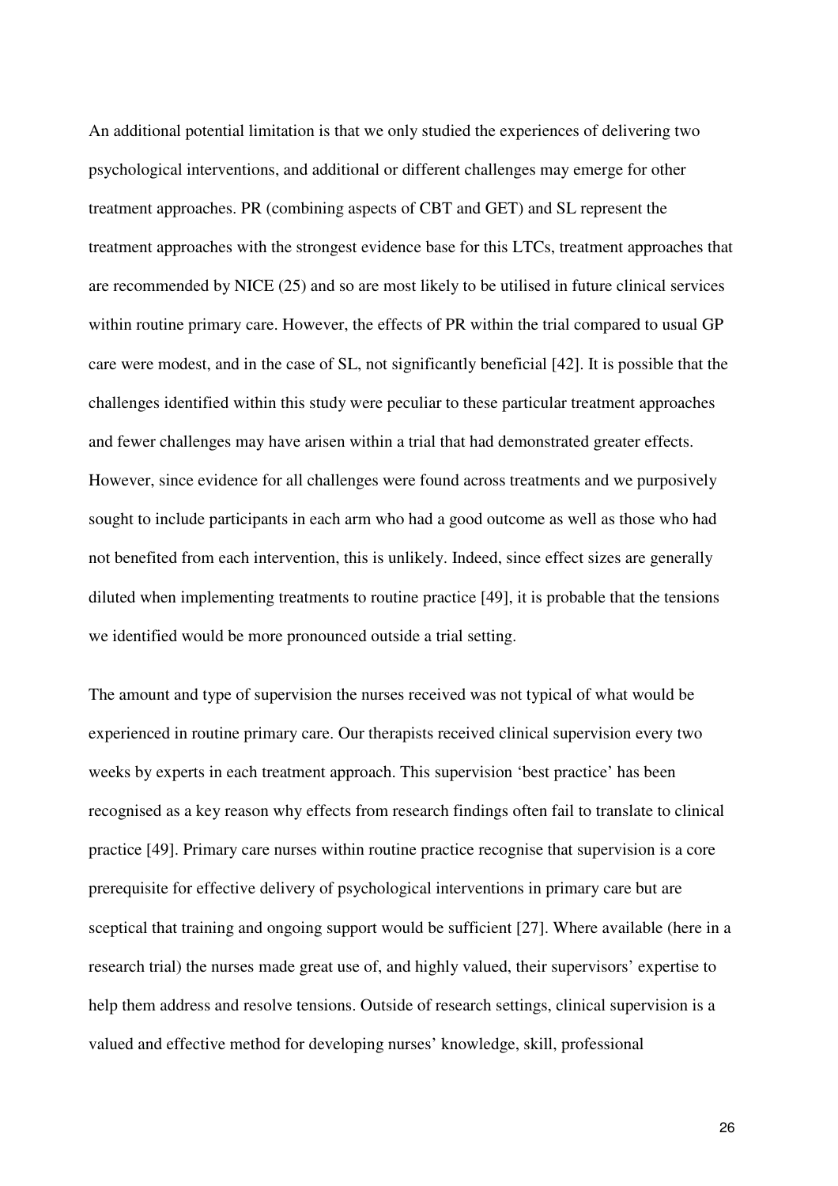An additional potential limitation is that we only studied the experiences of delivering two psychological interventions, and additional or different challenges may emerge for other treatment approaches. PR (combining aspects of CBT and GET) and SL represent the treatment approaches with the strongest evidence base for this LTCs, treatment approaches that are recommended by NICE (25) and so are most likely to be utilised in future clinical services within routine primary care. However, the effects of PR within the trial compared to usual GP care were modest, and in the case of SL, not significantly beneficial [42]. It is possible that the challenges identified within this study were peculiar to these particular treatment approaches and fewer challenges may have arisen within a trial that had demonstrated greater effects. However, since evidence for all challenges were found across treatments and we purposively sought to include participants in each arm who had a good outcome as well as those who had not benefited from each intervention, this is unlikely. Indeed, since effect sizes are generally diluted when implementing treatments to routine practice [49], it is probable that the tensions we identified would be more pronounced outside a trial setting.

The amount and type of supervision the nurses received was not typical of what would be experienced in routine primary care. Our therapists received clinical supervision every two weeks by experts in each treatment approach. This supervision 'best practice' has been recognised as a key reason why effects from research findings often fail to translate to clinical practice [49]. Primary care nurses within routine practice recognise that supervision is a core prerequisite for effective delivery of psychological interventions in primary care but are sceptical that training and ongoing support would be sufficient [27]. Where available (here in a research trial) the nurses made great use of, and highly valued, their supervisors' expertise to help them address and resolve tensions. Outside of research settings, clinical supervision is a valued and effective method for developing nurses' knowledge, skill, professional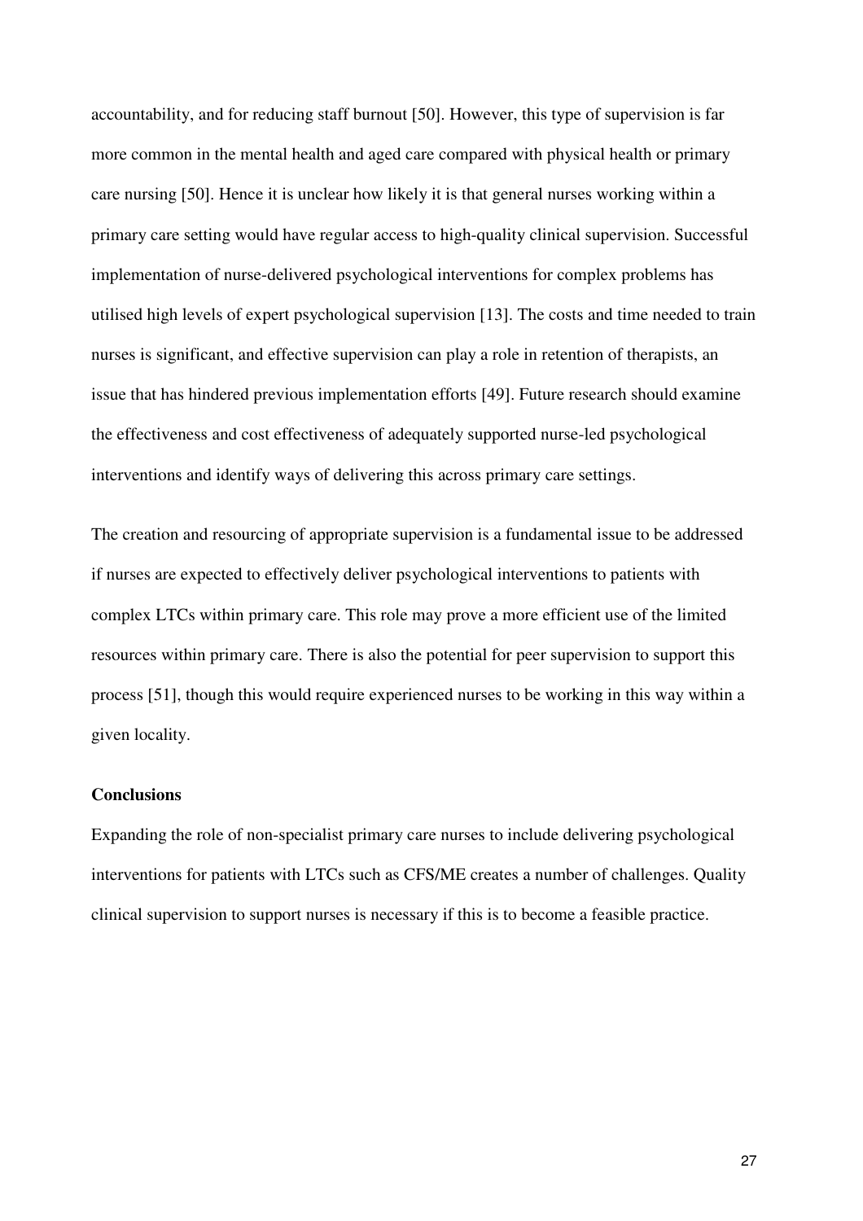accountability, and for reducing staff burnout [50]. However, this type of supervision is far more common in the mental health and aged care compared with physical health or primary care nursing [50]. Hence it is unclear how likely it is that general nurses working within a primary care setting would have regular access to high-quality clinical supervision. Successful implementation of nurse-delivered psychological interventions for complex problems has utilised high levels of expert psychological supervision [13]. The costs and time needed to train nurses is significant, and effective supervision can play a role in retention of therapists, an issue that has hindered previous implementation efforts [49]. Future research should examine the effectiveness and cost effectiveness of adequately supported nurse-led psychological interventions and identify ways of delivering this across primary care settings.

The creation and resourcing of appropriate supervision is a fundamental issue to be addressed if nurses are expected to effectively deliver psychological interventions to patients with complex LTCs within primary care. This role may prove a more efficient use of the limited resources within primary care. There is also the potential for peer supervision to support this process [51], though this would require experienced nurses to be working in this way within a given locality.

**Conclusions**

Expanding the role of non-specialist primary care nurses to include delivering psychological interventions for patients with LTCs such as CFS/ME creates a number of challenges. Quality clinical supervision to support nurses is necessary if this is to become a feasible practice.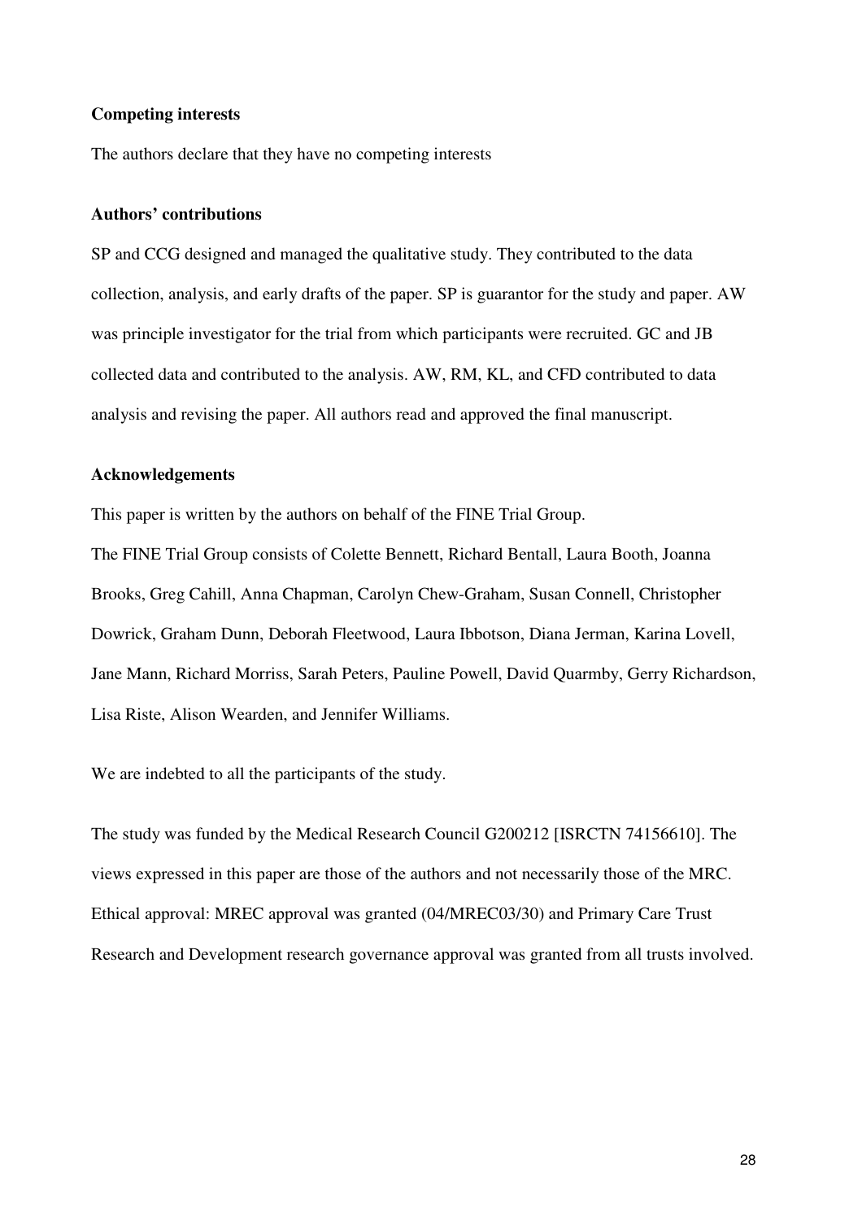### Competing interests

The authors declare that they have no competing interests

### Authors' contributions

SP and CCG designed and managed the qualitative study. They contributed to the data collection, analysis, and early drafts of the paper. SP is guarantor for the study and paper. AW was principle investigator for the trial from which participants were recruited. GC and JB collected data and contributed to the analysis. AW, RM, KL, and CFD contributed to data analysis and revising the paper. All authors read and approved the final manuscript.

### Acknowledgements

This paper is written by the authors on behalf of the FINE Trial Group.

The FINE Trial Group consists of Colette Bennett, Richard Bentall, Laura Booth, Joanna Brooks, Greg Cahill, Anna Chapman, Carolyn Chew-Graham, Susan Connell, Christopher Dowrick, Graham Dunn, Deborah Fleetwood, Laura Ibbotson, Diana Jerman, Karina Lovell, Jane Mann, Richard Morriss, Sarah Peters, Pauline Powell, David Quarmby, Gerry Richardson, Lisa Riste, Alison Wearden, and Jennifer Williams.

We are indebted to all the participants of the study.

The study was funded by the Medical Research Council G200212 [ISRCTN 74156610]. The views expressed in this paper are those of the authors and not necessarily those of the MRC. Ethical approval: MREC approval was granted (04/MREC03/30) and Primary Care Trust Research and Development research governance approval was granted from all trusts involved.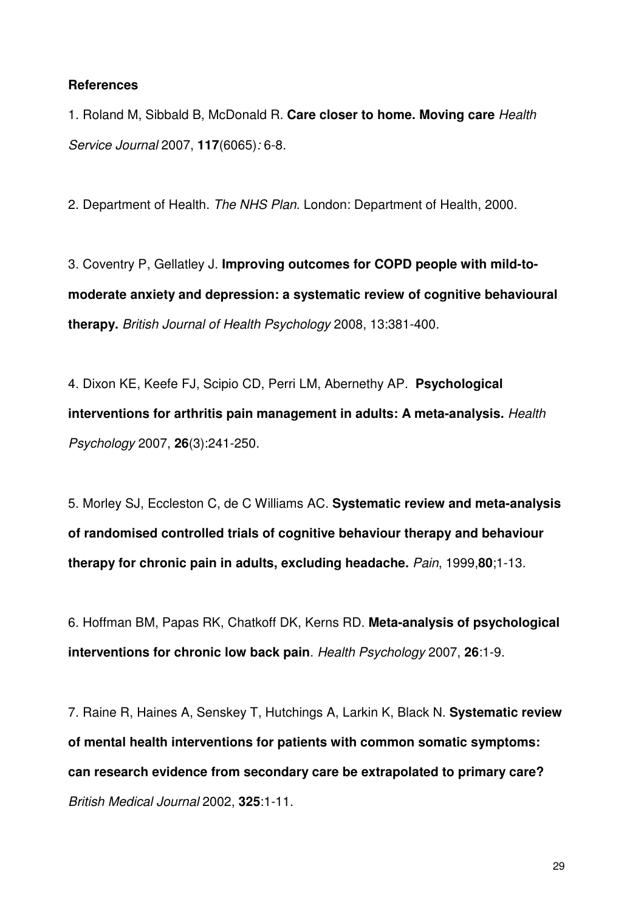**References**

1. Roland M, Sibbald B, McDonald R. **Care closer to home. Moving care** *Health Service Journal* 2007, **117**(6065)*:* 6-8.

2. Department of Health. *The NHS Plan*. London: Department of Health, 2000.

3. Coventry P, Gellatley J. **Improving outcomes for COPD people with mild-to-moderate anxiety and depression: a systematic review of cognitive behavioural therapy.** *British Journal of Health Psychology* 2008, 13:381-400.

4. Dixon KE, Keefe FJ, Scipio CD, Perri LM, Abernethy AP. **Psychological interventions for arthritis pain management in adults: A meta-analysis.** *Health Psychology* 2007, **26**(3):241-250.

5. Morley SJ, Eccleston C, de C Williams AC. **Systematic review and meta-analysis of randomised controlled trials of cognitive behaviour therapy and behaviour therapy for chronic pain in adults, excluding headache.** *Pain*, 1999,**80**;1-13.

6. Hoffman BM, Papas RK, Chatkoff DK, Kerns RD. **Meta-analysis of psychological interventions for chronic low back pain**. *Health Psychology* 2007, **26**:1-9.

7. Raine R, Haines A, Senskey T, Hutchings A, Larkin K, Black N. **Systematic review of mental health interventions for patients with common somatic symptoms: can research evidence from secondary care be extrapolated to primary care?** *British Medical Journal* 2002, **325**:1-11.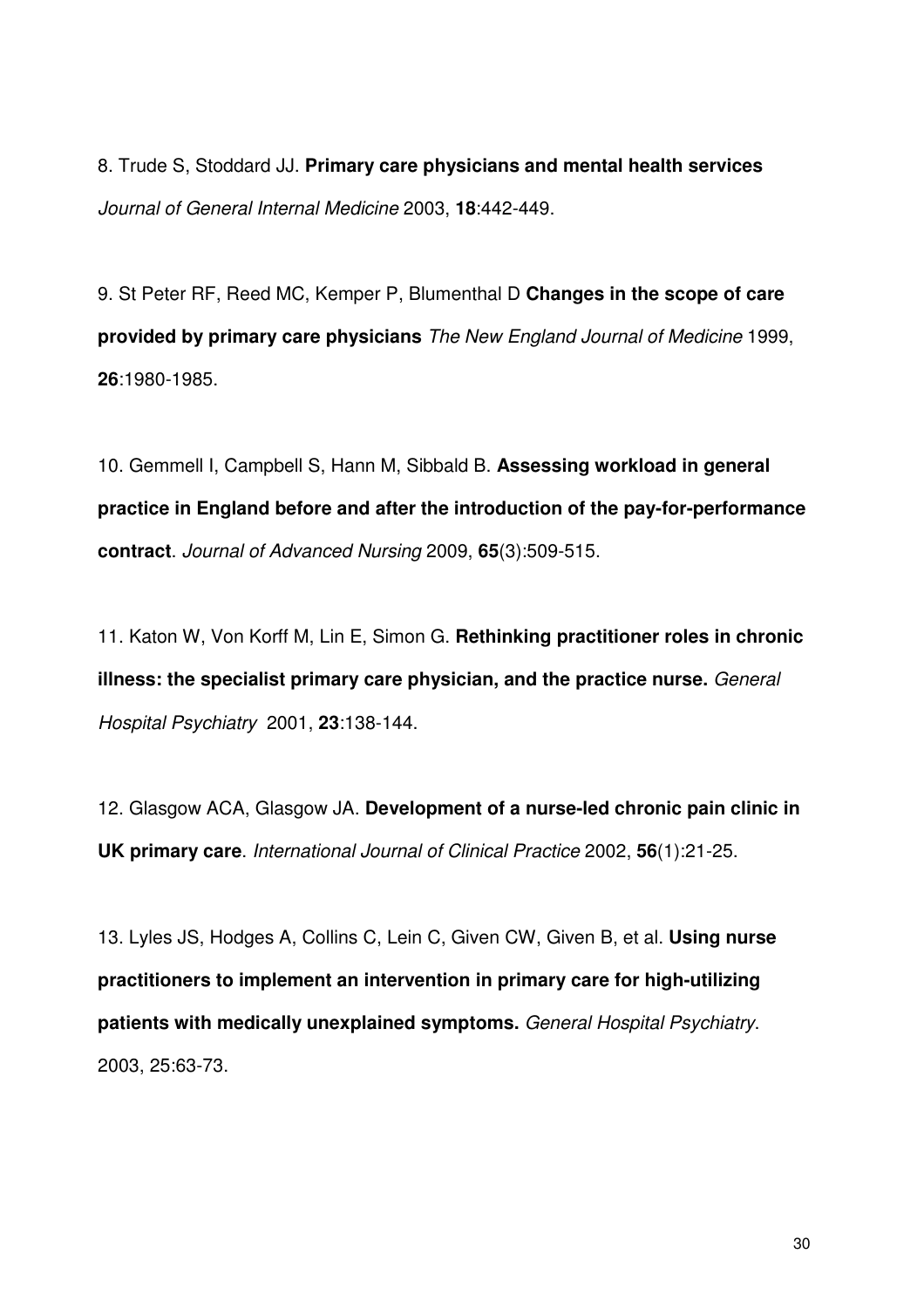8. Trude S, Stoddard JJ. **Primary care physicians and mental health services** *Journal of General Internal Medicine* 2003, **18**:442-449.

9. St Peter RF, Reed MC, Kemper P, Blumenthal D **Changes in the scope of care provided by primary care physicians** *The New England Journal of Medicine* 1999, **26**:1980-1985.

10. Gemmell I, Campbell S, Hann M, Sibbald B. **Assessing workload in general practice in England before and after the introduction of the pay-for-performance contract**. *Journal of Advanced Nursing* 2009, **65**(3):509-515.

11. Katon W, Von Korff M, Lin E, Simon G. **Rethinking practitioner roles in chronic illness: the specialist primary care physician, and the practice nurse.** *General Hospital Psychiatry* 2001, **23**:138-144.

12. Glasgow ACA, Glasgow JA. **Development of a nurse-led chronic pain clinic in UK primary care**. *International Journal of Clinical Practice* 2002, **56**(1):21-25.

13. Lyles JS, Hodges A, Collins C, Lein C, Given CW, Given B, et al. **Using nurse practitioners to implement an intervention in primary care for high-utilizing patients with medically unexplained symptoms.** *General Hospital Psychiatry*. 2003, 25:63-73.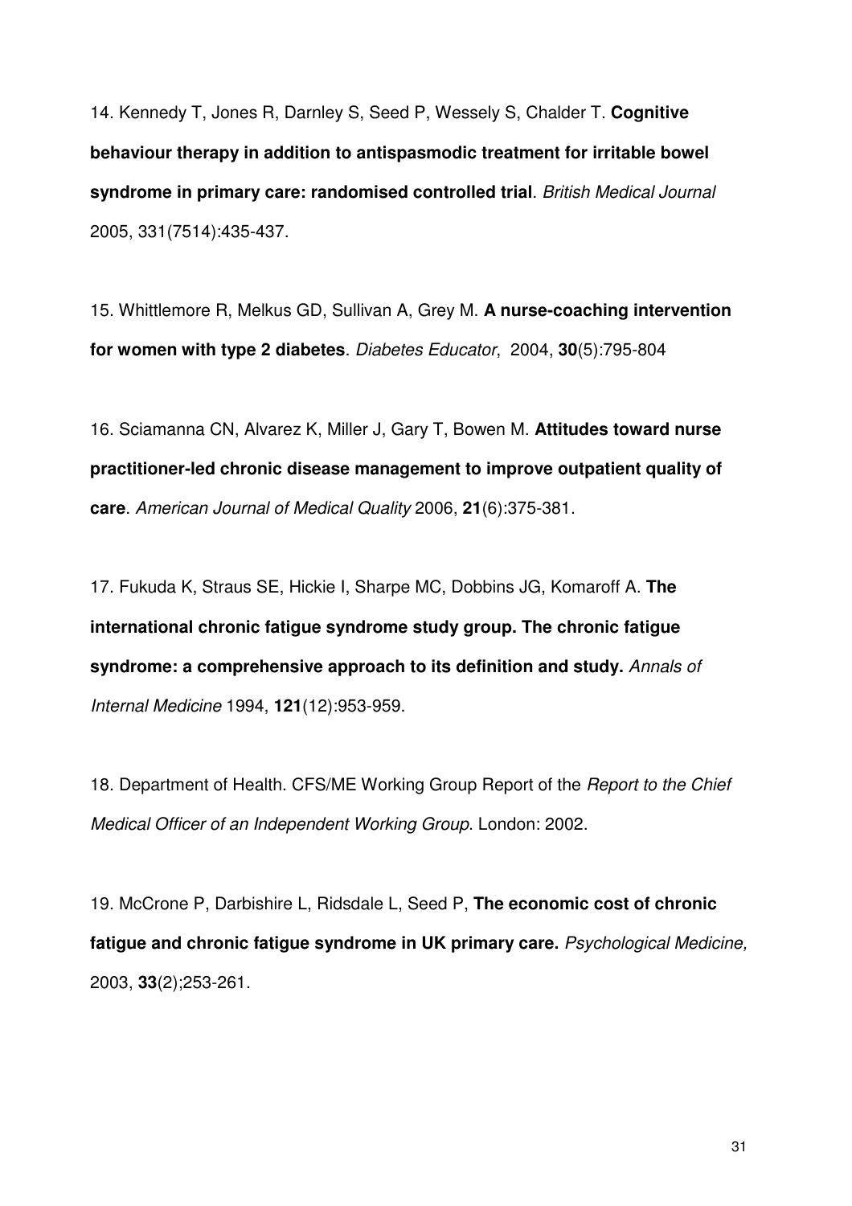14. Kennedy T, Jones R, Darnley S, Seed P, Wessely S, Chalder T. **Cognitive behaviour therapy in addition to antispasmodic treatment for irritable bowel syndrome in primary care: randomised controlled trial**. *British Medical Journal* 2005, 331(7514):435-437.

15. Whittlemore R, Melkus GD, Sullivan A, Grey M. **A nurse-coaching intervention for women with type 2 diabetes**. *Diabetes Educator*, 2004, **30**(5):795-804

16. Sciamanna CN, Alvarez K, Miller J, Gary T, Bowen M. **Attitudes toward nurse practitioner-led chronic disease management to improve outpatient quality of care**. *American Journal of Medical Quality* 2006, **21**(6):375-381.

17. Fukuda K, Straus SE, Hickie I, Sharpe MC, Dobbins JG, Komaroff A. **The international chronic fatigue syndrome study group. The chronic fatigue syndrome: a comprehensive approach to its definition and study.** *Annals of Internal Medicine* 1994, **121**(12):953-959.

18. Department of Health. CFS/ME Working Group Report of the *Report to the Chief Medical Officer of an Independent Working Group*. London: 2002.

19. McCrone P, Darbishire L, Ridsdale L, Seed P, **The economic cost of chronic fatigue and chronic fatigue syndrome in UK primary care.** *Psychological Medicine,* 2003, **33**(2);253-261.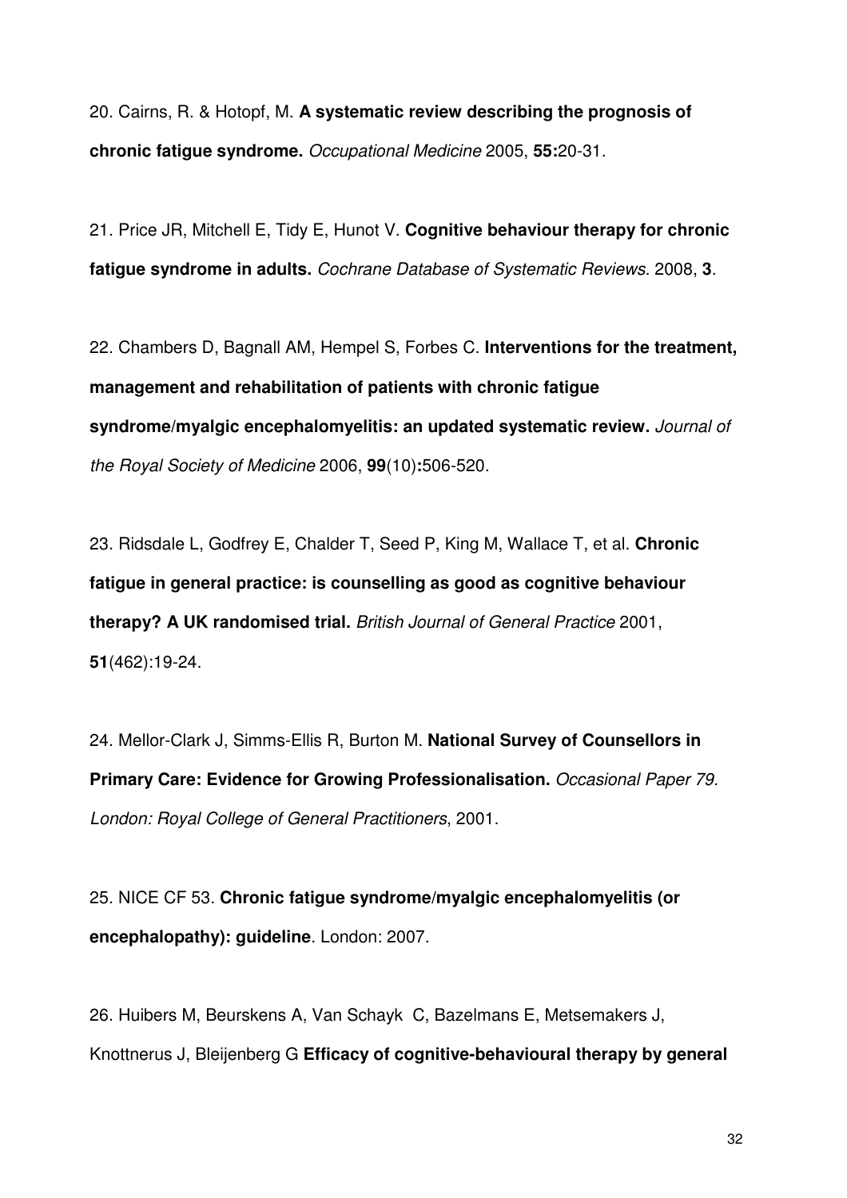20. Cairns, R. & Hotopf, M. **A systematic review describing the prognosis of chronic fatigue syndrome.** *Occupational Medicine* 2005, **55:**20-31.

21. Price JR, Mitchell E, Tidy E, Hunot V. **Cognitive behaviour therapy for chronic fatigue syndrome in adults.** *Cochrane Database of Systematic Reviews*. 2008, **3**.

22. Chambers D, Bagnall AM, Hempel S, Forbes C. **Interventions for the treatment, management and rehabilitation of patients with chronic fatigue syndrome/myalgic encephalomyelitis: an updated systematic review.** *Journal of the Royal Society of Medicine* 2006, **99**(10)**:**506-520.

23. Ridsdale L, Godfrey E, Chalder T, Seed P, King M, Wallace T, et al. **Chronic fatigue in general practice: is counselling as good as cognitive behaviour therapy? A UK randomised trial.** *British Journal of General Practice* 2001, **51**(462):19-24.

24. Mellor-Clark J, Simms-Ellis R, Burton M. **National Survey of Counsellors in Primary Care: Evidence for Growing Professionalisation.** *Occasional Paper 79. London: Royal College of General Practitioners*, 2001.

25. NICE CF 53. **Chronic fatigue syndrome/myalgic encephalomyelitis (or encephalopathy): guideline**. London: 2007.

26. Huibers M, Beurskens A, Van Schayk C, Bazelmans E, Metsemakers J, Knottnerus J, Bleijenberg G **Efficacy of cognitive-behavioural therapy by general**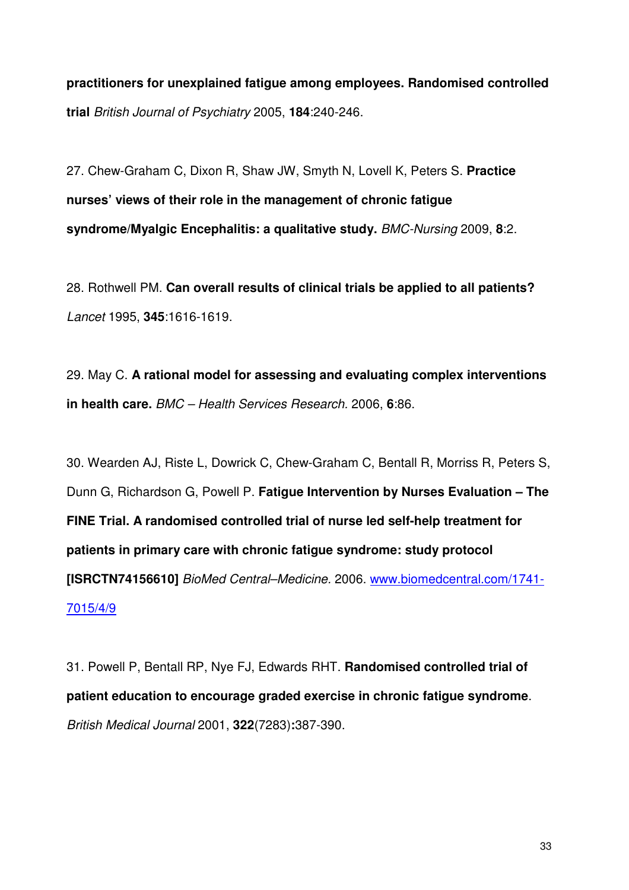**practitioners for unexplained fatigue among employees. Randomised controlled trial** *British Journal of Psychiatry* 2005, **184**:240-246.

27. Chew-Graham C, Dixon R, Shaw JW, Smyth N, Lovell K, Peters S. **Practice nurses' views of their role in the management of chronic fatigue syndrome/Myalgic Encephalitis: a qualitative study.** *BMC-Nursing* 2009, **8**:2.

28. Rothwell PM. **Can overall results of clinical trials be applied to all patients?** *Lancet* 1995, **345**:1616-1619.

29. May C. **A rational model for assessing and evaluating complex interventions in health care.** *BMC – Health Services Research.* 2006, **6**:86.

30. Wearden AJ, Riste L, Dowrick C, Chew-Graham C, Bentall R, Morriss R, Peters S, Dunn G, Richardson G, Powell P. **Fatigue Intervention by Nurses Evaluation – The FINE Trial. A randomised controlled trial of nurse led self-help treatment for patients in primary care with chronic fatigue syndrome: study protocol [ISRCTN74156610]** *BioMed Central–Medicine.* 2006. www.biomedcentral.com/1741-7015/4/9

31. Powell P, Bentall RP, Nye FJ, Edwards RHT. **Randomised controlled trial of patient education to encourage graded exercise in chronic fatigue syndrome**. *British Medical Journal* 2001, **322**(7283)**:**387-390.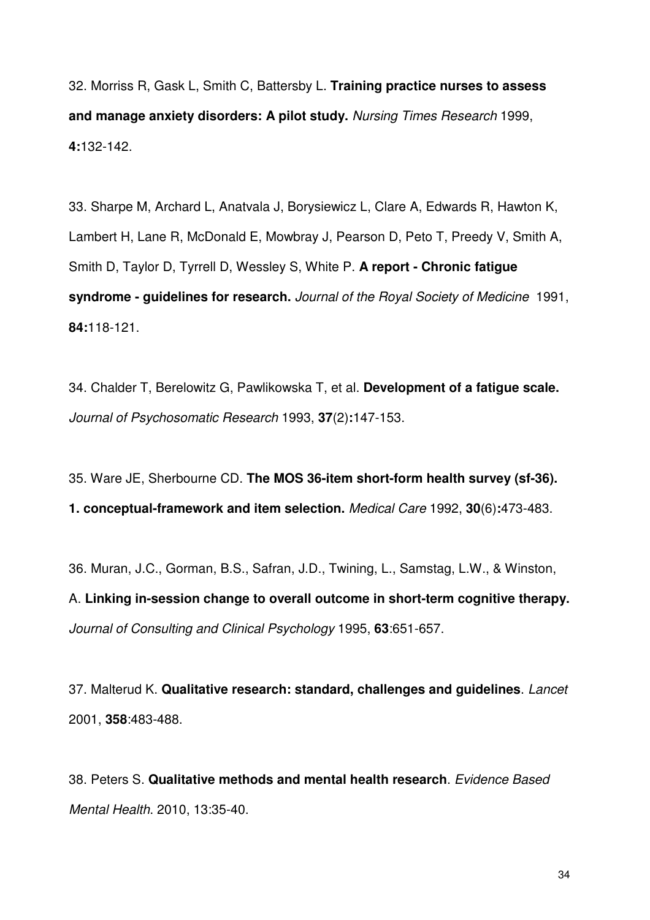32. Morriss R, Gask L, Smith C, Battersby L. **Training practice nurses to assess and manage anxiety disorders: A pilot study.** *Nursing Times Research* 1999, **4:**132-142.

33. Sharpe M, Archard L, Anatvala J, Borysiewicz L, Clare A, Edwards R, Hawton K, Lambert H, Lane R, McDonald E, Mowbray J, Pearson D, Peto T, Preedy V, Smith A, Smith D, Taylor D, Tyrrell D, Wessley S, White P. **A report - Chronic fatigue syndrome - guidelines for research.** *Journal of the Royal Society of Medicine* 1991, **84:**118-121.

34. Chalder T, Berelowitz G, Pawlikowska T, et al. **Development of a fatigue scale.** *Journal of Psychosomatic Research* 1993, **37**(2)**:**147-153.

35. Ware JE, Sherbourne CD. **The MOS 36-item short-form health survey (sf-36). 1. conceptual-framework and item selection.** *Medical Care* 1992, **30**(6)**:**473-483.

36. Muran, J.C., Gorman, B.S., Safran, J.D., Twining, L., Samstag, L.W., & Winston, A. **Linking in-session change to overall outcome in short-term cognitive therapy.** *Journal of Consulting and Clinical Psychology* 1995, **63**:651-657.

37. Malterud K. **Qualitative research: standard, challenges and guidelines**. *Lancet* 2001, **358**:483-488.

38. Peters S. **Qualitative methods and mental health research**. *Evidence Based Mental Health*. 2010, 13:35-40.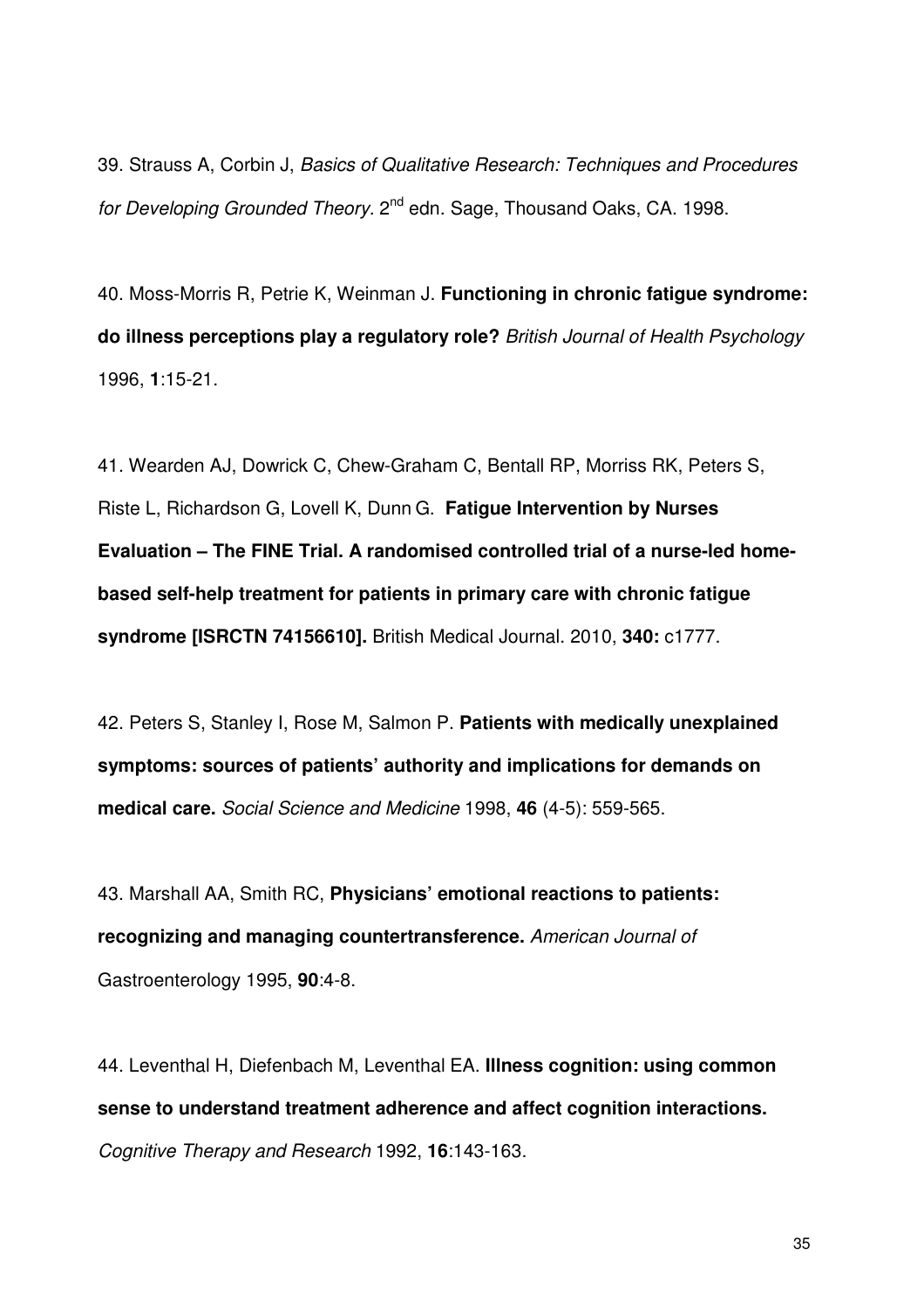39. Strauss A, Corbin J, *Basics of Qualitative Research: Techniques and Procedures for Developing Grounded Theory*. 2nd edn. Sage, Thousand Oaks, CA. 1998.

40. Moss-Morris R, Petrie K, Weinman J. **Functioning in chronic fatigue syndrome: do illness perceptions play a regulatory role?** *British Journal of Health Psychology* 1996, **1**:15-21.

41. Wearden AJ, Dowrick C, Chew-Graham C, Bentall RP, Morriss RK, Peters S, Riste L, Richardson G, Lovell K, Dunn G. **Fatigue Intervention by Nurses Evaluation – The FINE Trial. A randomised controlled trial of a nurse-led home-based self-help treatment for patients in primary care with chronic fatigue syndrome [ISRCTN 74156610].** British Medical Journal. 2010, **340:** c1777.

42. Peters S, Stanley I, Rose M, Salmon P. **Patients with medically unexplained symptoms: sources of patients' authority and implications for demands on medical care.** *Social Science and Medicine* 1998, **46** (4-5): 559-565.

43. Marshall AA, Smith RC, **Physicians' emotional reactions to patients: recognizing and managing countertransference.** *American Journal of* Gastroenterology 1995, **90**:4-8.

44. Leventhal H, Diefenbach M, Leventhal EA. **Illness cognition: using common sense to understand treatment adherence and affect cognition interactions.** *Cognitive Therapy and Research* 1992, **16**:143-163.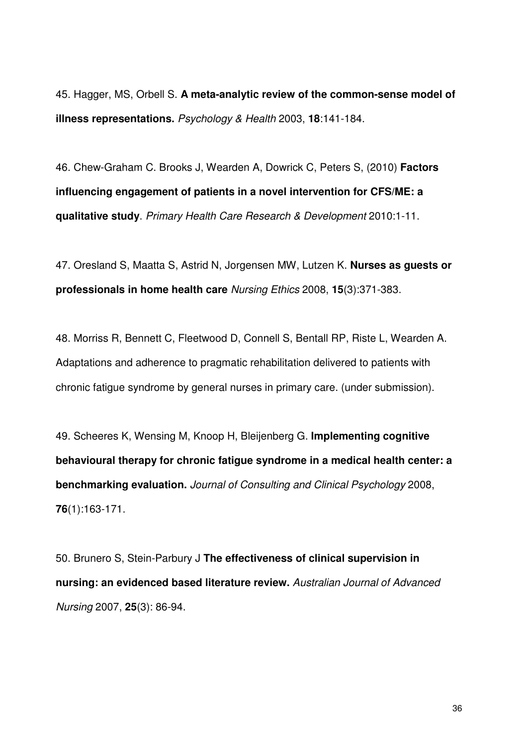45. Hagger, MS, Orbell S. **A meta-analytic review of the common-sense model of illness representations.** *Psychology & Health* 2003, **18**:141-184.

46. Chew-Graham C. Brooks J, Wearden A, Dowrick C, Peters S, (2010) **Factors influencing engagement of patients in a novel intervention for CFS/ME: a qualitative study**. *Primary Health Care Research & Development* 2010:1-11.

47. Oresland S, Maatta S, Astrid N, Jorgensen MW, Lutzen K. **Nurses as guests or professionals in home health care** *Nursing Ethics* 2008, **15**(3):371-383.

48. Morriss R, Bennett C, Fleetwood D, Connell S, Bentall RP, Riste L, Wearden A. Adaptations and adherence to pragmatic rehabilitation delivered to patients with chronic fatigue syndrome by general nurses in primary care. (under submission).

49. Scheeres K, Wensing M, Knoop H, Bleijenberg G. **Implementing cognitive behavioural therapy for chronic fatigue syndrome in a medical health center: a benchmarking evaluation.** *Journal of Consulting and Clinical Psychology* 2008, **76**(1):163-171.

50. Brunero S, Stein-Parbury J **The effectiveness of clinical supervision in nursing: an evidenced based literature review.** *Australian Journal of Advanced Nursing* 2007, **25**(3): 86-94.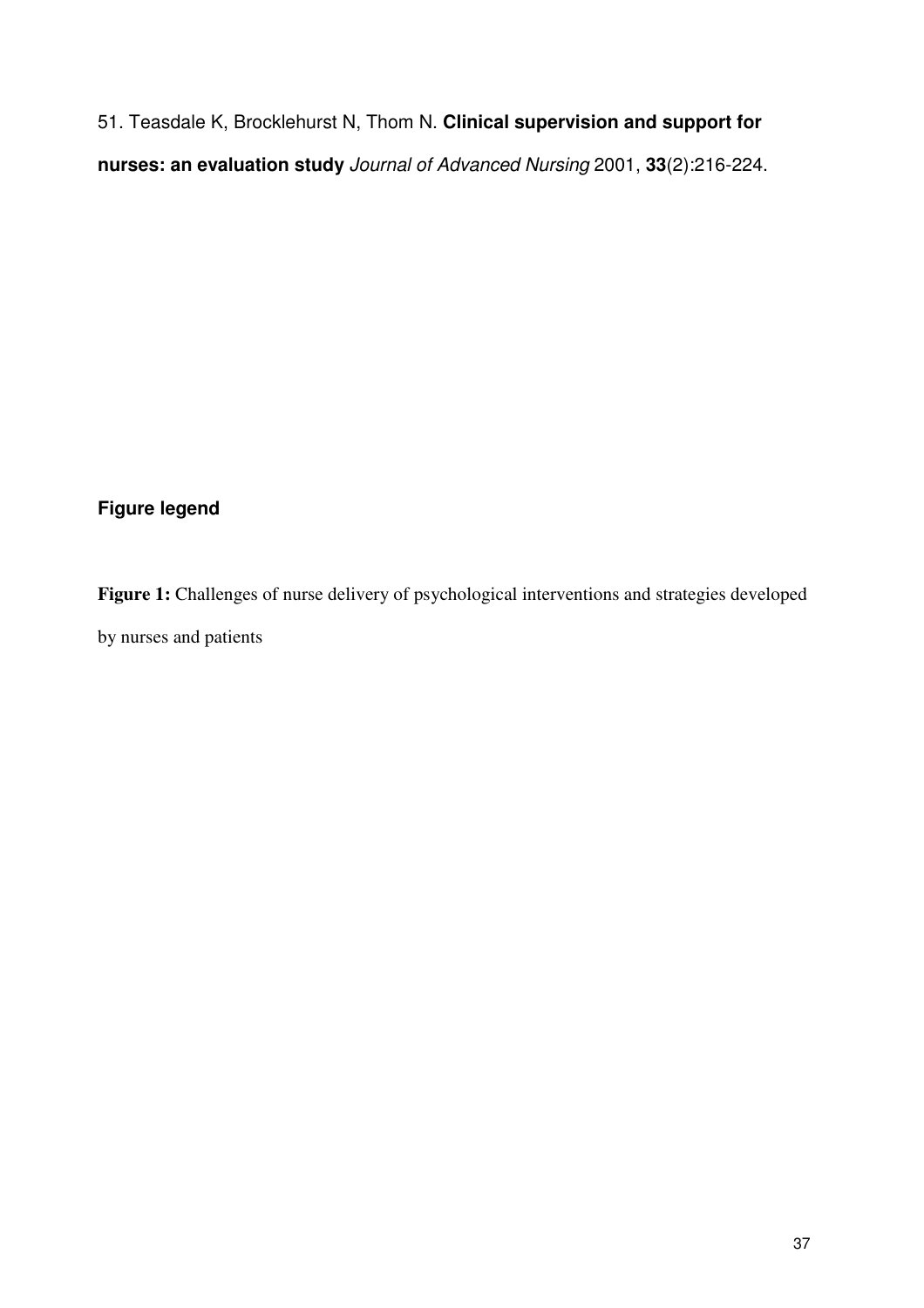51. Teasdale K, Brocklehurst N, Thom N. **Clinical supervision and support for nurses: an evaluation study** *Journal of Advanced Nursing* 2001, **33**(2):216-224.

## Figure legend

**Figure 1:** Challenges of nurse delivery of psychological interventions and strategies developed by nurses and patients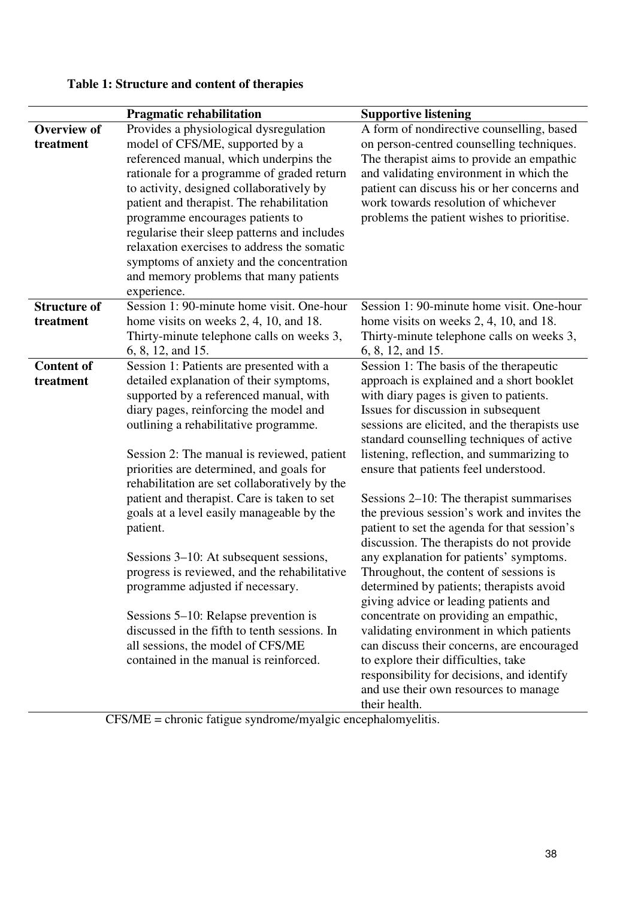**Table 1: Structure and content of therapies**

| | Pragmatic rehabilitation | Supportive listening |
|---|---|---|
| **Overview of treatment** | Provides a physiological dysregulation model of CFS/ME, supported by a referenced manual, which underpins the rationale for a programme of graded return to activity, designed collaboratively by patient and therapist. The rehabilitation programme encourages patients to regularise their sleep patterns and includes relaxation exercises to address the somatic symptoms of anxiety and the concentration and memory problems that many patients experience. | A form of nondirective counselling, based on person-centred counselling techniques. The therapist aims to provide an empathic and validating environment in which the patient can discuss his or her concerns and work towards resolution of whichever problems the patient wishes to prioritise. |
| **Structure of treatment** | Session 1: 90-minute home visit. One-hour home visits on weeks 2, 4, 10, and 18. Thirty-minute telephone calls on weeks 3, 6, 8, 12, and 15. | Session 1: 90-minute home visit. One-hour home visits on weeks 2, 4, 10, and 18. Thirty-minute telephone calls on weeks 3, 6, 8, 12, and 15. |
| **Content of treatment** | Session 1: Patients are presented with a detailed explanation of their symptoms, supported by a referenced manual, with diary pages, reinforcing the model and outlining a rehabilitative programme.<br><br>Session 2: The manual is reviewed, patient priorities are determined, and goals for rehabilitation are set collaboratively by the patient and therapist. Care is taken to set goals at a level easily manageable by the patient.<br><br>Sessions 3–10: At subsequent sessions, progress is reviewed, and the rehabilitative programme adjusted if necessary.<br><br>Sessions 5–10: Relapse prevention is discussed in the fifth to tenth sessions. In all sessions, the model of CFS/ME contained in the manual is reinforced. | Session 1: The basis of the therapeutic approach is explained and a short booklet with diary pages is given to patients. Issues for discussion in subsequent sessions are elicited, and the therapists use standard counselling techniques of active listening, reflection, and summarizing to ensure that patients feel understood.<br><br>Sessions 2–10: The therapist summarises the previous session's work and invites the patient to set the agenda for that session's discussion. The therapists do not provide any explanation for patients' symptoms. Throughout, the content of sessions is determined by patients; therapists avoid giving advice or leading patients and concentrate on providing an empathic, validating environment in which patients can discuss their concerns, are encouraged to explore their difficulties, take responsibility for decisions, and identify and use their own resources to manage their health. |

CFS/ME = chronic fatigue syndrome/myalgic encephalomyelitis.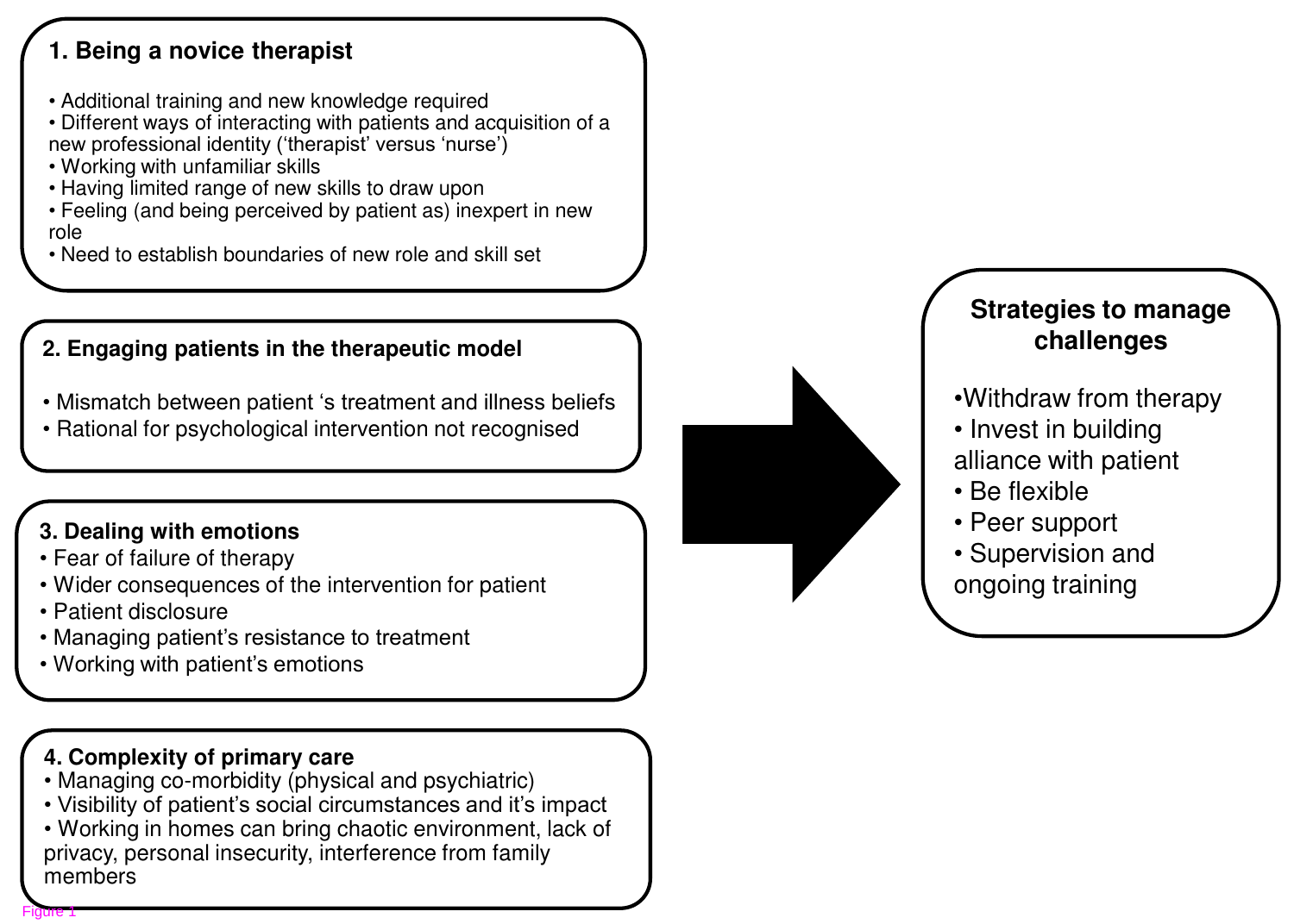**1. Being a novice therapist**

- Additional training and new knowledge required
- Different ways of interacting with patients and acquisition of a new professional identity (‘therapist’ versus ‘nurse’)
- Working with unfamiliar skills
- Having limited range of new skills to draw upon
- Feeling (and being perceived by patient as) inexpert in new role
- Need to establish boundaries of new role and skill set

**2. Engaging patients in the therapeutic model**

- Mismatch between patient ‘s treatment and illness beliefs
- Rational for psychological intervention not recognised

**3. Dealing with emotions**

- Fear of failure of therapy
- Wider consequences of the intervention for patient
- Patient disclosure
- Managing patient’s resistance to treatment
- Working with patient’s emotions

**4. Complexity of primary care**

- Managing co-morbidity (physical and psychiatric)
- Visibility of patient’s social circumstances and it’s impact
- Working in homes can bring chaotic environment, lack of privacy, personal insecurity, interference from family members

**Strategies to manage challenges**

- Withdraw from therapy
- Invest in building alliance with patient
- Be flexible
- Peer support
- Supervision and ongoing training

Figure 1